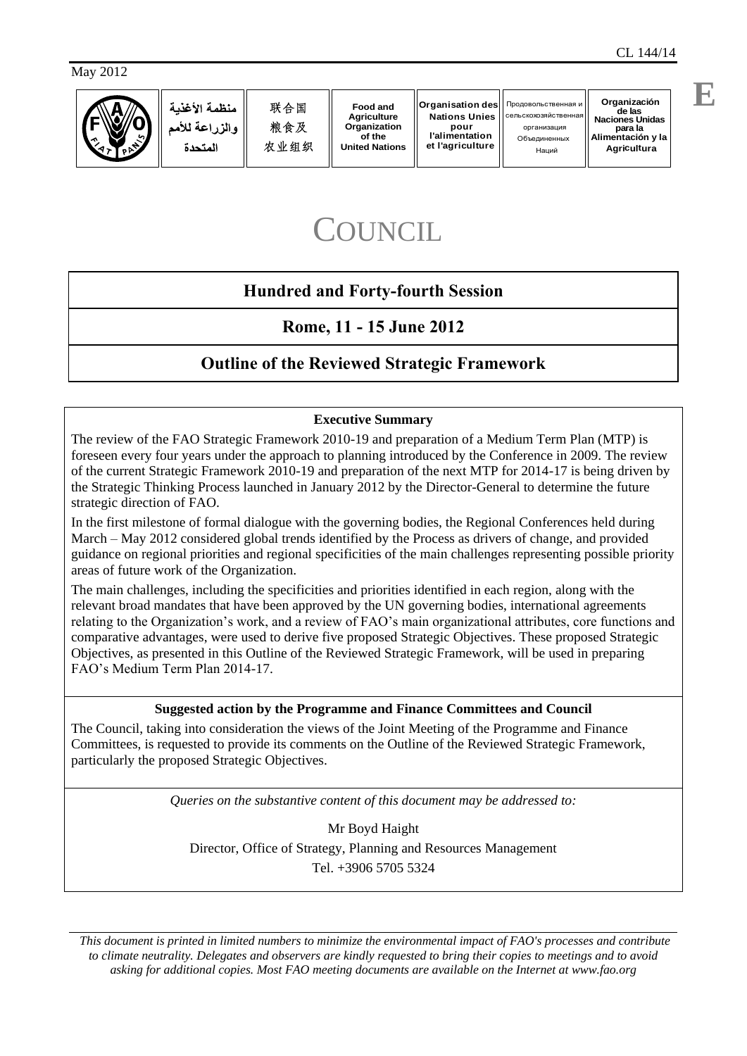CL 144/14

May 2012

| | منظمة الأغذية والزراعة للأمم المتحدة | 联合国粮食及农业组织 | Food and Agriculture Organization of the United Nations | Organisation des Nations Unies pour l'alimentation et l'agriculture | Продовольственная и сельскохозяйственная организация Объединенных Наций | Organización de las Naciones Unidas para la Alimentación y la Agricultura |
|---|---|---|---|---|---|---|

E

# COUNCIL

## Hundred and Forty-fourth Session

## Rome, 11 - 15 June 2012

## Outline of the Reviewed Strategic Framework

**Executive Summary**

The review of the FAO Strategic Framework 2010-19 and preparation of a Medium Term Plan (MTP) is foreseen every four years under the approach to planning introduced by the Conference in 2009. The review of the current Strategic Framework 2010-19 and preparation of the next MTP for 2014-17 is being driven by the Strategic Thinking Process launched in January 2012 by the Director-General to determine the future strategic direction of FAO.

In the first milestone of formal dialogue with the governing bodies, the Regional Conferences held during March – May 2012 considered global trends identified by the Process as drivers of change, and provided guidance on regional priorities and regional specificities of the main challenges representing possible priority areas of future work of the Organization.

The main challenges, including the specificities and priorities identified in each region, along with the relevant broad mandates that have been approved by the UN governing bodies, international agreements relating to the Organization's work, and a review of FAO's main organizational attributes, core functions and comparative advantages, were used to derive five proposed Strategic Objectives. These proposed Strategic Objectives, as presented in this Outline of the Reviewed Strategic Framework, will be used in preparing FAO's Medium Term Plan 2014-17.

**Suggested action by the Programme and Finance Committees and Council**

The Council, taking into consideration the views of the Joint Meeting of the Programme and Finance Committees, is requested to provide its comments on the Outline of the Reviewed Strategic Framework, particularly the proposed Strategic Objectives.

*Queries on the substantive content of this document may be addressed to:*

Mr Boyd Haight
Director, Office of Strategy, Planning and Resources Management
Tel. +3906 5705 5324

*This document is printed in limited numbers to minimize the environmental impact of FAO's processes and contribute to climate neutrality. Delegates and observers are kindly requested to bring their copies to meetings and to avoid asking for additional copies. Most FAO meeting documents are available on the Internet at www.fao.org*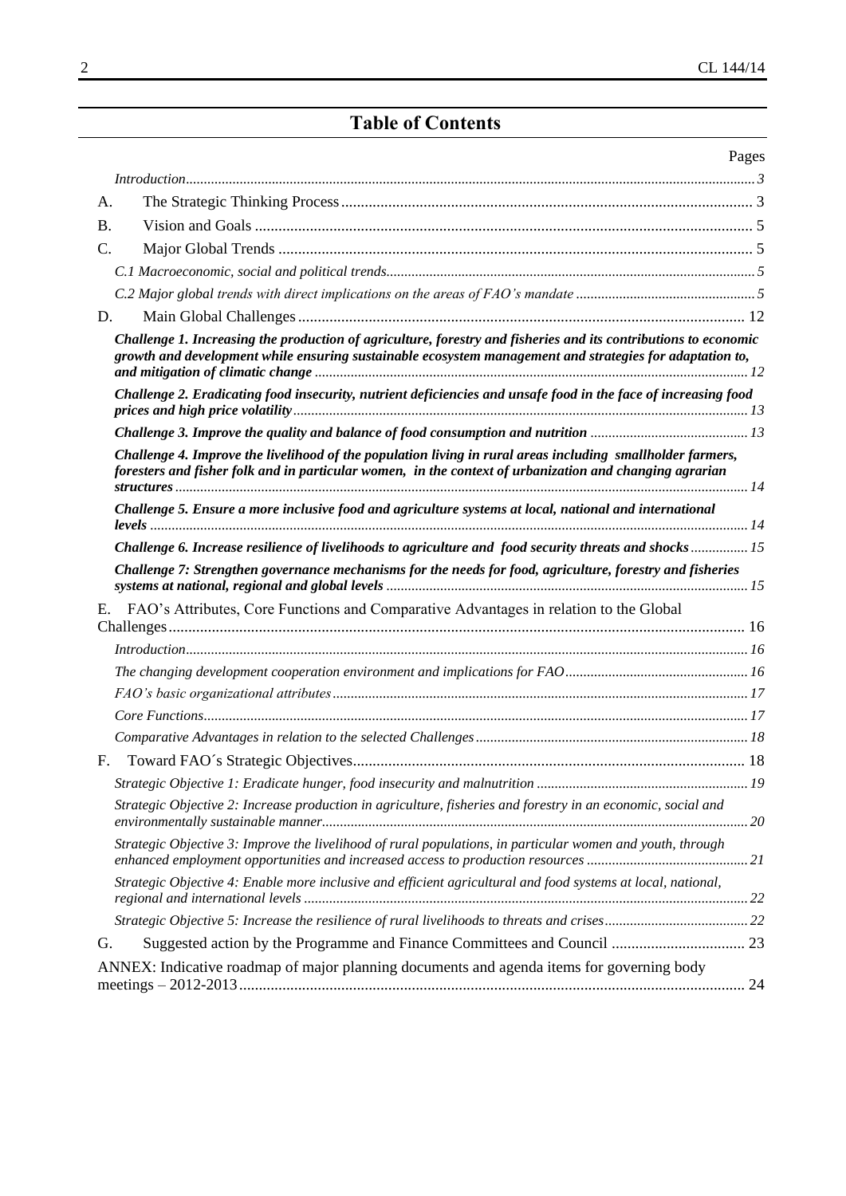# Table of Contents

Pages

*Introduction* ... 3

A. The Strategic Thinking Process ... 3

B. Vision and Goals ... 5

C. Major Global Trends ... 5

*C.1 Macroeconomic, social and political trends* ... 5

*C.2 Major global trends with direct implications on the areas of FAO's mandate* ... 5

D. Main Global Challenges ... 12

***Challenge 1. Increasing the production of agriculture, forestry and fisheries and its contributions to economic growth and development while ensuring sustainable ecosystem management and strategies for adaptation to, and mitigation of climatic change*** ... 12

***Challenge 2. Eradicating food insecurity, nutrient deficiencies and unsafe food in the face of increasing food prices and high price volatility*** ... 13

***Challenge 3. Improve the quality and balance of food consumption and nutrition*** ... 13

***Challenge 4. Improve the livelihood of the population living in rural areas including smallholder farmers, foresters and fisher folk and in particular women, in the context of urbanization and changing agrarian structures*** ... 14

***Challenge 5. Ensure a more inclusive food and agriculture systems at local, national and international levels*** ... 14

***Challenge 6. Increase resilience of livelihoods to agriculture and food security threats and shocks*** ... 15

***Challenge 7: Strengthen governance mechanisms for the needs for food, agriculture, forestry and fisheries systems at national, regional and global levels*** ... 15

E. FAO's Attributes, Core Functions and Comparative Advantages in relation to the Global Challenges ... 16

*Introduction* ... 16

*The changing development cooperation environment and implications for FAO* ... 16

*FAO's basic organizational attributes* ... 17

*Core Functions* ... 17

*Comparative Advantages in relation to the selected Challenges* ... 18

F. Toward FAO´s Strategic Objectives ... 18

*Strategic Objective 1: Eradicate hunger, food insecurity and malnutrition* ... 19

*Strategic Objective 2: Increase production in agriculture, fisheries and forestry in an economic, social and environmentally sustainable manner* ... 20

*Strategic Objective 3: Improve the livelihood of rural populations, in particular women and youth, through enhanced employment opportunities and increased access to production resources* ... 21

*Strategic Objective 4: Enable more inclusive and efficient agricultural and food systems at local, national, regional and international levels* ... 22

*Strategic Objective 5: Increase the resilience of rural livelihoods to threats and crises* ... 22

G. Suggested action by the Programme and Finance Committees and Council ... 23

ANNEX: Indicative roadmap of major planning documents and agenda items for governing body meetings – 2012-2013 ... 24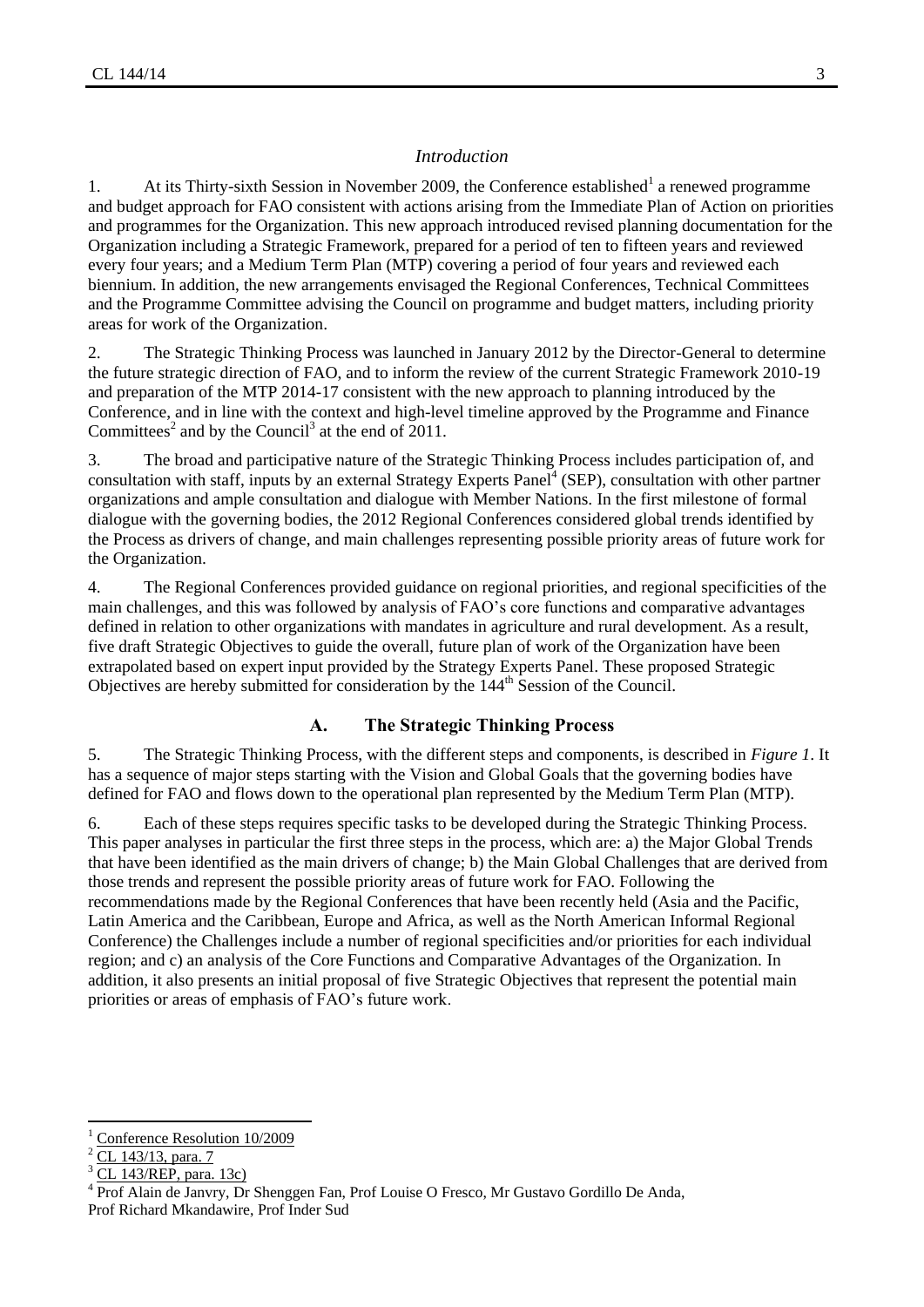## *Introduction*

1. At its Thirty-sixth Session in November 2009, the Conference established[1] a renewed programme and budget approach for FAO consistent with actions arising from the Immediate Plan of Action on priorities and programmes for the Organization. This new approach introduced revised planning documentation for the Organization including a Strategic Framework, prepared for a period of ten to fifteen years and reviewed every four years; and a Medium Term Plan (MTP) covering a period of four years and reviewed each biennium. In addition, the new arrangements envisaged the Regional Conferences, Technical Committees and the Programme Committee advising the Council on programme and budget matters, including priority areas for work of the Organization.

2. The Strategic Thinking Process was launched in January 2012 by the Director-General to determine the future strategic direction of FAO, and to inform the review of the current Strategic Framework 2010-19 and preparation of the MTP 2014-17 consistent with the new approach to planning introduced by the Conference, and in line with the context and high-level timeline approved by the Programme and Finance Committees[2] and by the Council[3] at the end of 2011.

3. The broad and participative nature of the Strategic Thinking Process includes participation of, and consultation with staff, inputs by an external Strategy Experts Panel[4] (SEP), consultation with other partner organizations and ample consultation and dialogue with Member Nations. In the first milestone of formal dialogue with the governing bodies, the 2012 Regional Conferences considered global trends identified by the Process as drivers of change, and main challenges representing possible priority areas of future work for the Organization.

4. The Regional Conferences provided guidance on regional priorities, and regional specificities of the main challenges, and this was followed by analysis of FAO's core functions and comparative advantages defined in relation to other organizations with mandates in agriculture and rural development. As a result, five draft Strategic Objectives to guide the overall, future plan of work of the Organization have been extrapolated based on expert input provided by the Strategy Experts Panel. These proposed Strategic Objectives are hereby submitted for consideration by the 144th Session of the Council.

## A. The Strategic Thinking Process

5. The Strategic Thinking Process, with the different steps and components, is described in *Figure 1*. It has a sequence of major steps starting with the Vision and Global Goals that the governing bodies have defined for FAO and flows down to the operational plan represented by the Medium Term Plan (MTP).

6. Each of these steps requires specific tasks to be developed during the Strategic Thinking Process. This paper analyses in particular the first three steps in the process, which are: a) the Major Global Trends that have been identified as the main drivers of change; b) the Main Global Challenges that are derived from those trends and represent the possible priority areas of future work for FAO. Following the recommendations made by the Regional Conferences that have been recently held (Asia and the Pacific, Latin America and the Caribbean, Europe and Africa, as well as the North American Informal Regional Conference) the Challenges include a number of regional specificities and/or priorities for each individual region; and c) an analysis of the Core Functions and Comparative Advantages of the Organization. In addition, it also presents an initial proposal of five Strategic Objectives that represent the potential main priorities or areas of emphasis of FAO's future work.

---

[1] Conference Resolution 10/2009

[2] CL 143/13, para. 7

[3] CL 143/REP, para. 13c)

[4] Prof Alain de Janvry, Dr Shenggen Fan, Prof Louise O Fresco, Mr Gustavo Gordillo De Anda, Prof Richard Mkandawire, Prof Inder Sud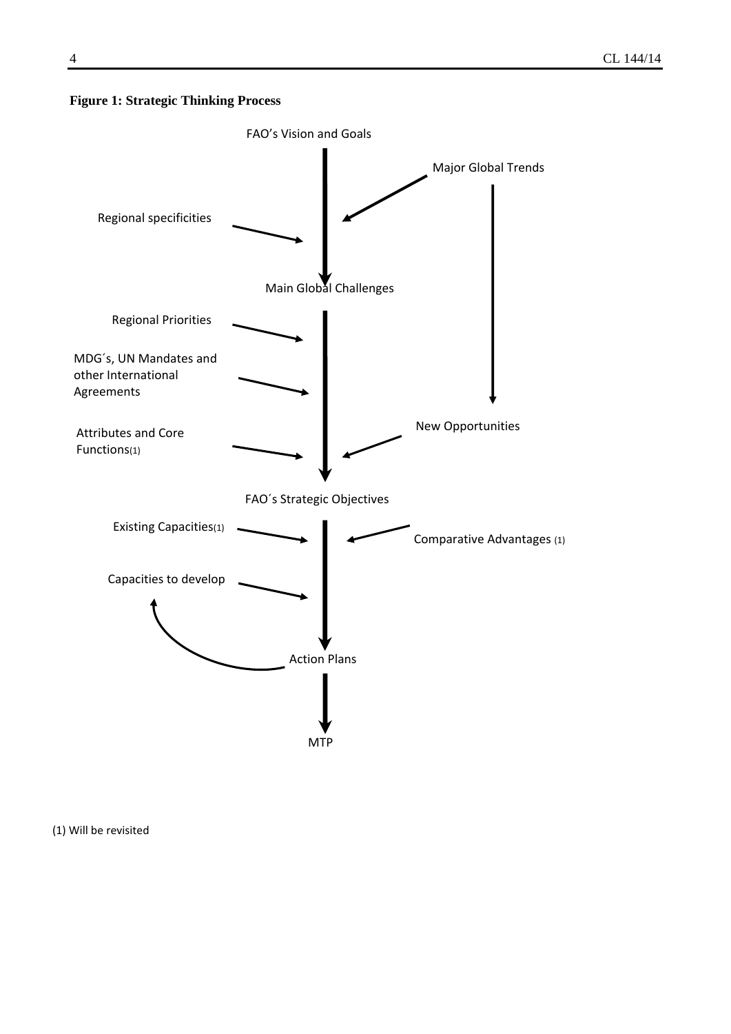**Figure 1: Strategic Thinking Process**

FAO's Vision and Goals

Major Global Trends

Regional specificities

Main Global Challenges

Regional Priorities

MDG´s, UN Mandates and other International Agreements

New Opportunities

Attributes and Core Functions(1)

FAO´s Strategic Objectives

Existing Capacities(1)

Comparative Advantages (1)

Capacities to develop

Action Plans

MTP

(1) Will be revisited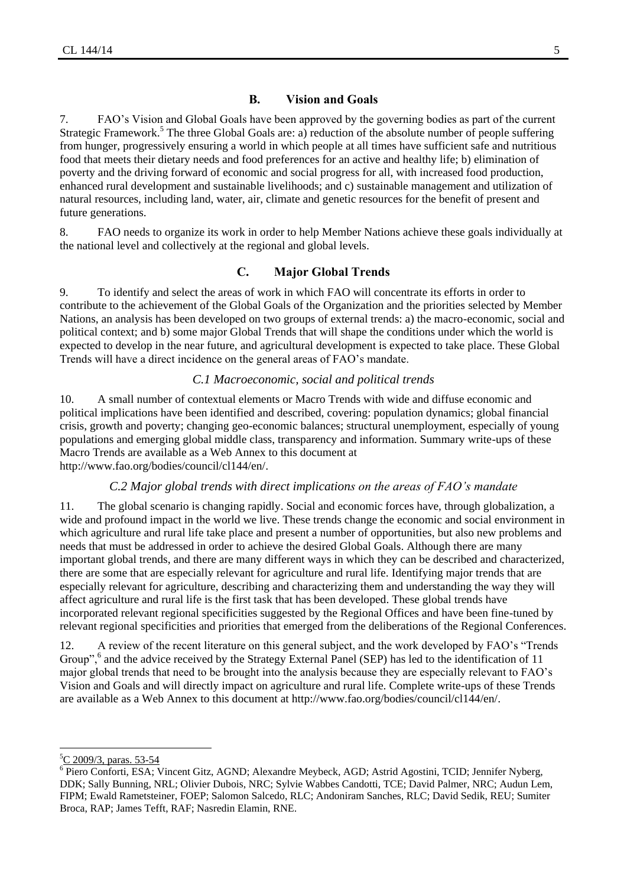## B. Vision and Goals

7. FAO's Vision and Global Goals have been approved by the governing bodies as part of the current Strategic Framework.[5] The three Global Goals are: a) reduction of the absolute number of people suffering from hunger, progressively ensuring a world in which people at all times have sufficient safe and nutritious food that meets their dietary needs and food preferences for an active and healthy life; b) elimination of poverty and the driving forward of economic and social progress for all, with increased food production, enhanced rural development and sustainable livelihoods; and c) sustainable management and utilization of natural resources, including land, water, air, climate and genetic resources for the benefit of present and future generations.

8. FAO needs to organize its work in order to help Member Nations achieve these goals individually at the national level and collectively at the regional and global levels.

## C. Major Global Trends

9. To identify and select the areas of work in which FAO will concentrate its efforts in order to contribute to the achievement of the Global Goals of the Organization and the priorities selected by Member Nations, an analysis has been developed on two groups of external trends: a) the macro-economic, social and political context; and b) some major Global Trends that will shape the conditions under which the world is expected to develop in the near future, and agricultural development is expected to take place. These Global Trends will have a direct incidence on the general areas of FAO's mandate.

### *C.1 Macroeconomic, social and political trends*

10. A small number of contextual elements or Macro Trends with wide and diffuse economic and political implications have been identified and described, covering: population dynamics; global financial crisis, growth and poverty; changing geo-economic balances; structural unemployment, especially of young populations and emerging global middle class, transparency and information. Summary write-ups of these Macro Trends are available as a Web Annex to this document at http://www.fao.org/bodies/council/cl144/en/.

### *C.2 Major global trends with direct implications on the areas of FAO's mandate*

11. The global scenario is changing rapidly. Social and economic forces have, through globalization, a wide and profound impact in the world we live. These trends change the economic and social environment in which agriculture and rural life take place and present a number of opportunities, but also new problems and needs that must be addressed in order to achieve the desired Global Goals. Although there are many important global trends, and there are many different ways in which they can be described and characterized, there are some that are especially relevant for agriculture and rural life. Identifying major trends that are especially relevant for agriculture, describing and characterizing them and understanding the way they will affect agriculture and rural life is the first task that has been developed. These global trends have incorporated relevant regional specificities suggested by the Regional Offices and have been fine-tuned by relevant regional specificities and priorities that emerged from the deliberations of the Regional Conferences.

12. A review of the recent literature on this general subject, and the work developed by FAO's "Trends Group",[6] and the advice received by the Strategy External Panel (SEP) has led to the identification of 11 major global trends that need to be brought into the analysis because they are especially relevant to FAO's Vision and Goals and will directly impact on agriculture and rural life. Complete write-ups of these Trends are available as a Web Annex to this document at http://www.fao.org/bodies/council/cl144/en/.

---

[5] C 2009/3, paras. 53-54

[6] Piero Conforti, ESA; Vincent Gitz, AGND; Alexandre Meybeck, AGD; Astrid Agostini, TCID; Jennifer Nyberg, DDK; Sally Bunning, NRL; Olivier Dubois, NRC; Sylvie Wabbes Candotti, TCE; David Palmer, NRC; Audun Lem, FIPM; Ewald Rametsteiner, FOEP; Salomon Salcedo, RLC; Andoniram Sanches, RLC; David Sedik, REU; Sumiter Broca, RAP; James Tefft, RAF; Nasredin Elamin, RNE.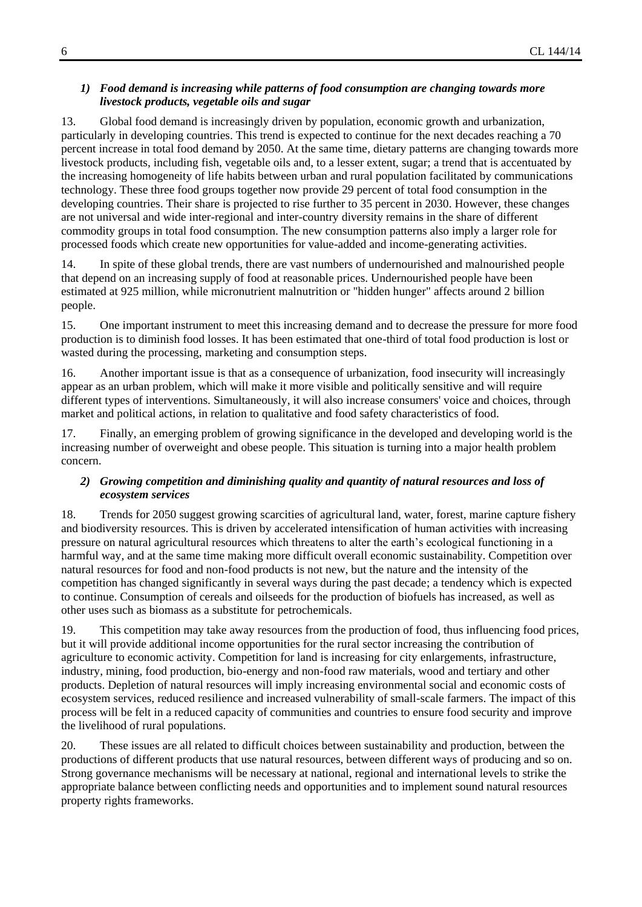#### *1) Food demand is increasing while patterns of food consumption are changing towards more livestock products, vegetable oils and sugar*

13. Global food demand is increasingly driven by population, economic growth and urbanization, particularly in developing countries. This trend is expected to continue for the next decades reaching a 70 percent increase in total food demand by 2050. At the same time, dietary patterns are changing towards more livestock products, including fish, vegetable oils and, to a lesser extent, sugar; a trend that is accentuated by the increasing homogeneity of life habits between urban and rural population facilitated by communications technology. These three food groups together now provide 29 percent of total food consumption in the developing countries. Their share is projected to rise further to 35 percent in 2030. However, these changes are not universal and wide inter-regional and inter-country diversity remains in the share of different commodity groups in total food consumption. The new consumption patterns also imply a larger role for processed foods which create new opportunities for value-added and income-generating activities.

14. In spite of these global trends, there are vast numbers of undernourished and malnourished people that depend on an increasing supply of food at reasonable prices. Undernourished people have been estimated at 925 million, while micronutrient malnutrition or "hidden hunger" affects around 2 billion people.

15. One important instrument to meet this increasing demand and to decrease the pressure for more food production is to diminish food losses. It has been estimated that one-third of total food production is lost or wasted during the processing, marketing and consumption steps.

16. Another important issue is that as a consequence of urbanization, food insecurity will increasingly appear as an urban problem, which will make it more visible and politically sensitive and will require different types of interventions. Simultaneously, it will also increase consumers' voice and choices, through market and political actions, in relation to qualitative and food safety characteristics of food.

17. Finally, an emerging problem of growing significance in the developed and developing world is the increasing number of overweight and obese people. This situation is turning into a major health problem concern.

#### *2) Growing competition and diminishing quality and quantity of natural resources and loss of ecosystem services*

18. Trends for 2050 suggest growing scarcities of agricultural land, water, forest, marine capture fishery and biodiversity resources. This is driven by accelerated intensification of human activities with increasing pressure on natural agricultural resources which threatens to alter the earth's ecological functioning in a harmful way, and at the same time making more difficult overall economic sustainability. Competition over natural resources for food and non-food products is not new, but the nature and the intensity of the competition has changed significantly in several ways during the past decade; a tendency which is expected to continue. Consumption of cereals and oilseeds for the production of biofuels has increased, as well as other uses such as biomass as a substitute for petrochemicals.

19. This competition may take away resources from the production of food, thus influencing food prices, but it will provide additional income opportunities for the rural sector increasing the contribution of agriculture to economic activity. Competition for land is increasing for city enlargements, infrastructure, industry, mining, food production, bio-energy and non-food raw materials, wood and tertiary and other products. Depletion of natural resources will imply increasing environmental social and economic costs of ecosystem services, reduced resilience and increased vulnerability of small-scale farmers. The impact of this process will be felt in a reduced capacity of communities and countries to ensure food security and improve the livelihood of rural populations.

20. These issues are all related to difficult choices between sustainability and production, between the productions of different products that use natural resources, between different ways of producing and so on. Strong governance mechanisms will be necessary at national, regional and international levels to strike the appropriate balance between conflicting needs and opportunities and to implement sound natural resources property rights frameworks.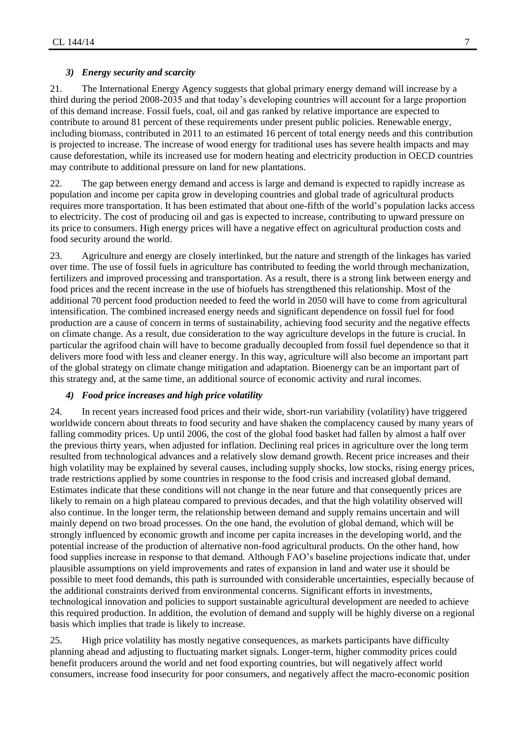### *3) Energy security and scarcity*

21. The International Energy Agency suggests that global primary energy demand will increase by a third during the period 2008-2035 and that today's developing countries will account for a large proportion of this demand increase. Fossil fuels, coal, oil and gas ranked by relative importance are expected to contribute to around 81 percent of these requirements under present public policies. Renewable energy, including biomass, contributed in 2011 to an estimated 16 percent of total energy needs and this contribution is projected to increase. The increase of wood energy for traditional uses has severe health impacts and may cause deforestation, while its increased use for modern heating and electricity production in OECD countries may contribute to additional pressure on land for new plantations.

22. The gap between energy demand and access is large and demand is expected to rapidly increase as population and income per capita grow in developing countries and global trade of agricultural products requires more transportation. It has been estimated that about one-fifth of the world's population lacks access to electricity. The cost of producing oil and gas is expected to increase, contributing to upward pressure on its price to consumers. High energy prices will have a negative effect on agricultural production costs and food security around the world.

23. Agriculture and energy are closely interlinked, but the nature and strength of the linkages has varied over time. The use of fossil fuels in agriculture has contributed to feeding the world through mechanization, fertilizers and improved processing and transportation. As a result, there is a strong link between energy and food prices and the recent increase in the use of biofuels has strengthened this relationship. Most of the additional 70 percent food production needed to feed the world in 2050 will have to come from agricultural intensification. The combined increased energy needs and significant dependence on fossil fuel for food production are a cause of concern in terms of sustainability, achieving food security and the negative effects on climate change. As a result, due consideration to the way agriculture develops in the future is crucial. In particular the agrifood chain will have to become gradually decoupled from fossil fuel dependence so that it delivers more food with less and cleaner energy. In this way, agriculture will also become an important part of the global strategy on climate change mitigation and adaptation. Bioenergy can be an important part of this strategy and, at the same time, an additional source of economic activity and rural incomes.

### *4) Food price increases and high price volatility*

24. In recent years increased food prices and their wide, short-run variability (volatility) have triggered worldwide concern about threats to food security and have shaken the complacency caused by many years of falling commodity prices. Up until 2006, the cost of the global food basket had fallen by almost a half over the previous thirty years, when adjusted for inflation. Declining real prices in agriculture over the long term resulted from technological advances and a relatively slow demand growth. Recent price increases and their high volatility may be explained by several causes, including supply shocks, low stocks, rising energy prices, trade restrictions applied by some countries in response to the food crisis and increased global demand. Estimates indicate that these conditions will not change in the near future and that consequently prices are likely to remain on a high plateau compared to previous decades, and that the high volatility observed will also continue. In the longer term, the relationship between demand and supply remains uncertain and will mainly depend on two broad processes. On the one hand, the evolution of global demand, which will be strongly influenced by economic growth and income per capita increases in the developing world, and the potential increase of the production of alternative non-food agricultural products. On the other hand, how food supplies increase in response to that demand. Although FAO's baseline projections indicate that, under plausible assumptions on yield improvements and rates of expansion in land and water use it should be possible to meet food demands, this path is surrounded with considerable uncertainties, especially because of the additional constraints derived from environmental concerns. Significant efforts in investments, technological innovation and policies to support sustainable agricultural development are needed to achieve this required production. In addition, the evolution of demand and supply will be highly diverse on a regional basis which implies that trade is likely to increase.

25. High price volatility has mostly negative consequences, as markets participants have difficulty planning ahead and adjusting to fluctuating market signals. Longer-term, higher commodity prices could benefit producers around the world and net food exporting countries, but will negatively affect world consumers, increase food insecurity for poor consumers, and negatively affect the macro-economic position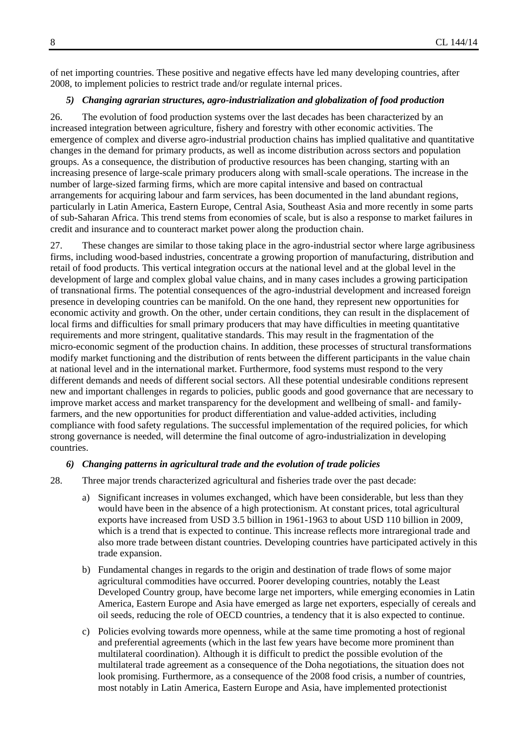of net importing countries. These positive and negative effects have led many developing countries, after 2008, to implement policies to restrict trade and/or regulate internal prices.

### *5) Changing agrarian structures, agro-industrialization and globalization of food production*

26. The evolution of food production systems over the last decades has been characterized by an increased integration between agriculture, fishery and forestry with other economic activities. The emergence of complex and diverse agro-industrial production chains has implied qualitative and quantitative changes in the demand for primary products, as well as income distribution across sectors and population groups. As a consequence, the distribution of productive resources has been changing, starting with an increasing presence of large-scale primary producers along with small-scale operations. The increase in the number of large-sized farming firms, which are more capital intensive and based on contractual arrangements for acquiring labour and farm services, has been documented in the land abundant regions, particularly in Latin America, Eastern Europe, Central Asia, Southeast Asia and more recently in some parts of sub-Saharan Africa. This trend stems from economies of scale, but is also a response to market failures in credit and insurance and to counteract market power along the production chain.

27. These changes are similar to those taking place in the agro-industrial sector where large agribusiness firms, including wood-based industries, concentrate a growing proportion of manufacturing, distribution and retail of food products. This vertical integration occurs at the national level and at the global level in the development of large and complex global value chains, and in many cases includes a growing participation of transnational firms. The potential consequences of the agro-industrial development and increased foreign presence in developing countries can be manifold. On the one hand, they represent new opportunities for economic activity and growth. On the other, under certain conditions, they can result in the displacement of local firms and difficulties for small primary producers that may have difficulties in meeting quantitative requirements and more stringent, qualitative standards. This may result in the fragmentation of the micro-economic segment of the production chains. In addition, these processes of structural transformations modify market functioning and the distribution of rents between the different participants in the value chain at national level and in the international market. Furthermore, food systems must respond to the very different demands and needs of different social sectors. All these potential undesirable conditions represent new and important challenges in regards to policies, public goods and good governance that are necessary to improve market access and market transparency for the development and wellbeing of small- and family-farmers, and the new opportunities for product differentiation and value-added activities, including compliance with food safety regulations. The successful implementation of the required policies, for which strong governance is needed, will determine the final outcome of agro-industrialization in developing countries.

### *6) Changing patterns in agricultural trade and the evolution of trade policies*

28. Three major trends characterized agricultural and fisheries trade over the past decade:

a) Significant increases in volumes exchanged, which have been considerable, but less than they would have been in the absence of a high protectionism. At constant prices, total agricultural exports have increased from USD 3.5 billion in 1961-1963 to about USD 110 billion in 2009, which is a trend that is expected to continue. This increase reflects more intraregional trade and also more trade between distant countries. Developing countries have participated actively in this trade expansion.

b) Fundamental changes in regards to the origin and destination of trade flows of some major agricultural commodities have occurred. Poorer developing countries, notably the Least Developed Country group, have become large net importers, while emerging economies in Latin America, Eastern Europe and Asia have emerged as large net exporters, especially of cereals and oil seeds, reducing the role of OECD countries, a tendency that it is also expected to continue.

c) Policies evolving towards more openness, while at the same time promoting a host of regional and preferential agreements (which in the last few years have become more prominent than multilateral coordination). Although it is difficult to predict the possible evolution of the multilateral trade agreement as a consequence of the Doha negotiations, the situation does not look promising. Furthermore, as a consequence of the 2008 food crisis, a number of countries, most notably in Latin America, Eastern Europe and Asia, have implemented protectionist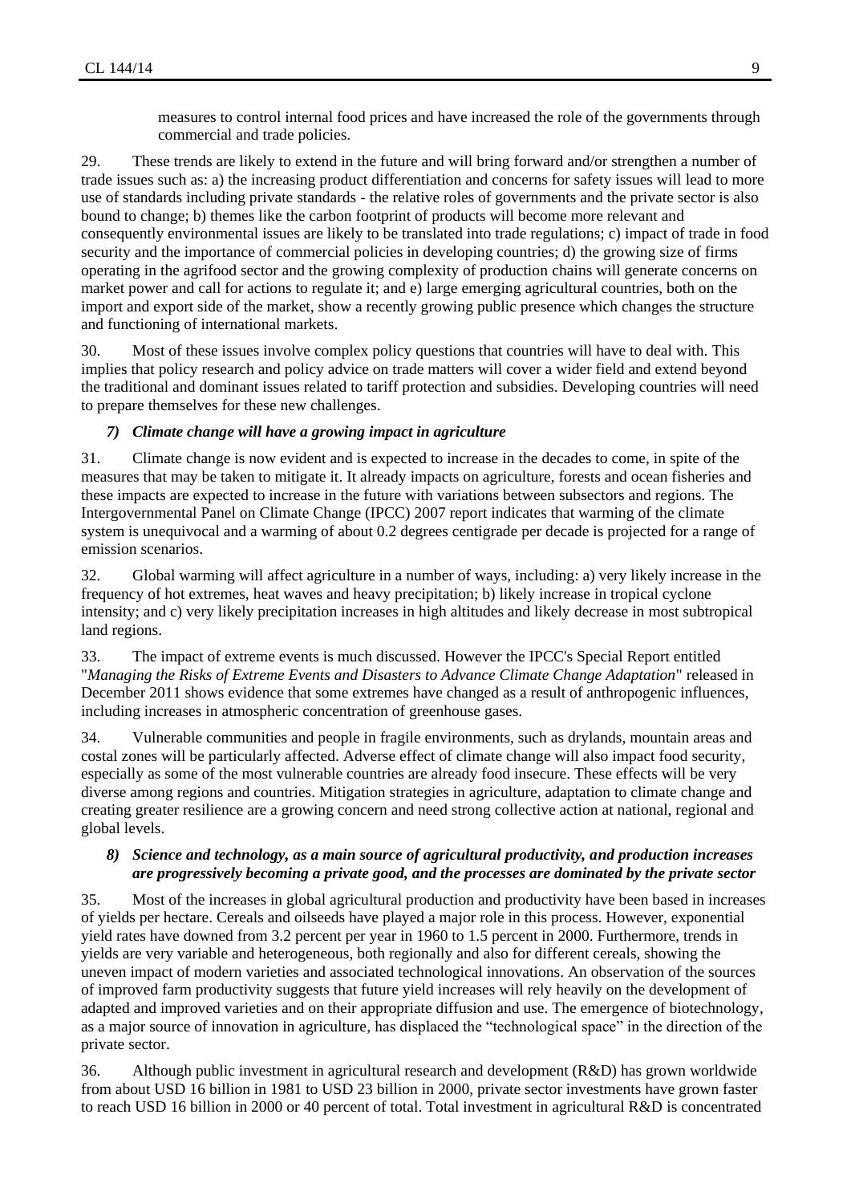measures to control internal food prices and have increased the role of the governments through commercial and trade policies.

29. These trends are likely to extend in the future and will bring forward and/or strengthen a number of trade issues such as: a) the increasing product differentiation and concerns for safety issues will lead to more use of standards including private standards - the relative roles of governments and the private sector is also bound to change; b) themes like the carbon footprint of products will become more relevant and consequently environmental issues are likely to be translated into trade regulations; c) impact of trade in food security and the importance of commercial policies in developing countries; d) the growing size of firms operating in the agrifood sector and the growing complexity of production chains will generate concerns on market power and call for actions to regulate it; and e) large emerging agricultural countries, both on the import and export side of the market, show a recently growing public presence which changes the structure and functioning of international markets.

30. Most of these issues involve complex policy questions that countries will have to deal with. This implies that policy research and policy advice on trade matters will cover a wider field and extend beyond the traditional and dominant issues related to tariff protection and subsidies. Developing countries will need to prepare themselves for these new challenges.

### *7) Climate change will have a growing impact in agriculture*

31. Climate change is now evident and is expected to increase in the decades to come, in spite of the measures that may be taken to mitigate it. It already impacts on agriculture, forests and ocean fisheries and these impacts are expected to increase in the future with variations between subsectors and regions. The Intergovernmental Panel on Climate Change (IPCC) 2007 report indicates that warming of the climate system is unequivocal and a warming of about 0.2 degrees centigrade per decade is projected for a range of emission scenarios.

32. Global warming will affect agriculture in a number of ways, including: a) very likely increase in the frequency of hot extremes, heat waves and heavy precipitation; b) likely increase in tropical cyclone intensity; and c) very likely precipitation increases in high altitudes and likely decrease in most subtropical land regions.

33. The impact of extreme events is much discussed. However the IPCC's Special Report entitled "*Managing the Risks of Extreme Events and Disasters to Advance Climate Change Adaptation*" released in December 2011 shows evidence that some extremes have changed as a result of anthropogenic influences, including increases in atmospheric concentration of greenhouse gases.

34. Vulnerable communities and people in fragile environments, such as drylands, mountain areas and costal zones will be particularly affected. Adverse effect of climate change will also impact food security, especially as some of the most vulnerable countries are already food insecure. These effects will be very diverse among regions and countries. Mitigation strategies in agriculture, adaptation to climate change and creating greater resilience are a growing concern and need strong collective action at national, regional and global levels.

### *8) Science and technology, as a main source of agricultural productivity, and production increases are progressively becoming a private good, and the processes are dominated by the private sector*

35. Most of the increases in global agricultural production and productivity have been based in increases of yields per hectare. Cereals and oilseeds have played a major role in this process. However, exponential yield rates have downed from 3.2 percent per year in 1960 to 1.5 percent in 2000. Furthermore, trends in yields are very variable and heterogeneous, both regionally and also for different cereals, showing the uneven impact of modern varieties and associated technological innovations. An observation of the sources of improved farm productivity suggests that future yield increases will rely heavily on the development of adapted and improved varieties and on their appropriate diffusion and use. The emergence of biotechnology, as a major source of innovation in agriculture, has displaced the "technological space" in the direction of the private sector.

36. Although public investment in agricultural research and development (R&D) has grown worldwide from about USD 16 billion in 1981 to USD 23 billion in 2000, private sector investments have grown faster to reach USD 16 billion in 2000 or 40 percent of total. Total investment in agricultural R&D is concentrated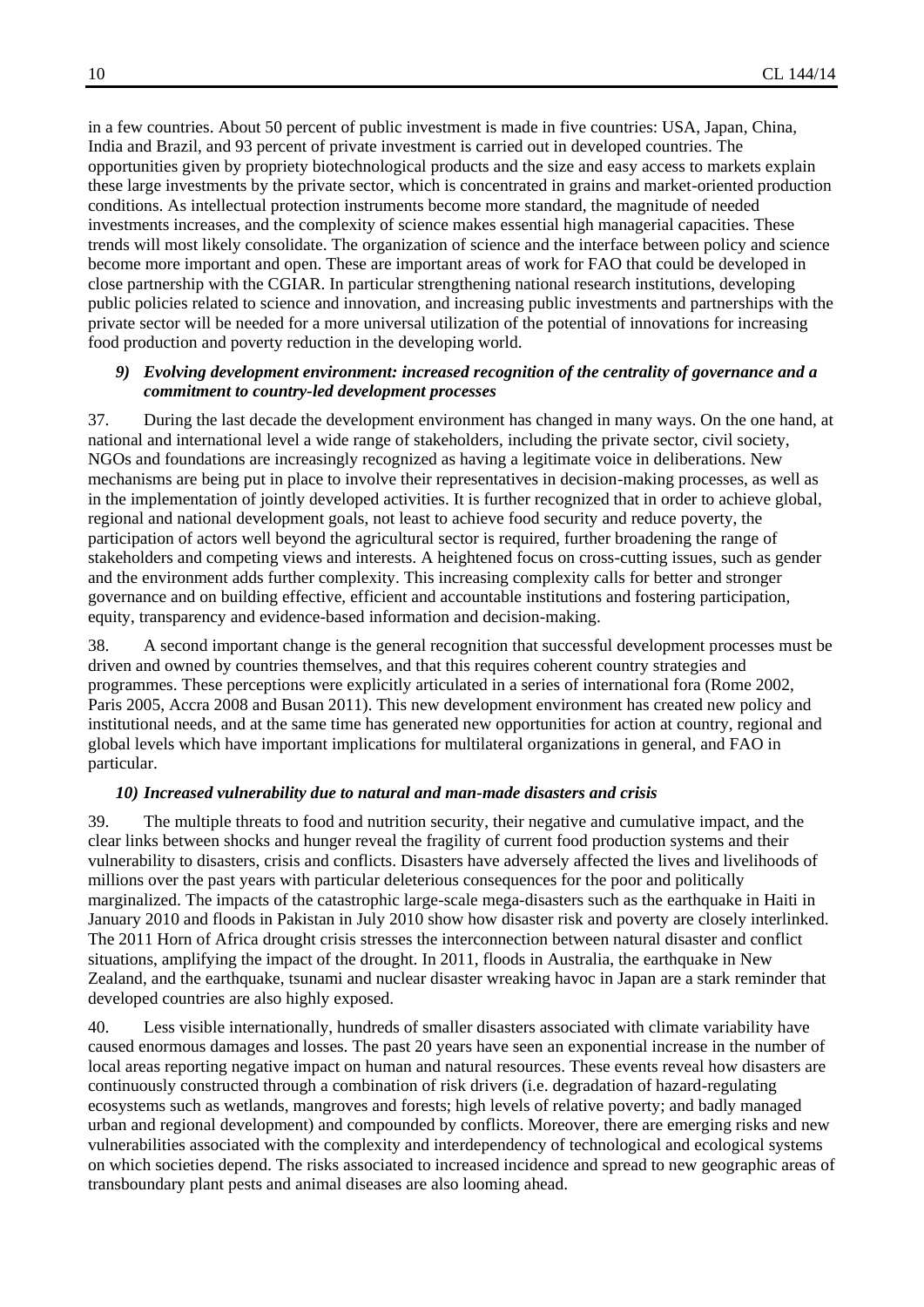in a few countries. About 50 percent of public investment is made in five countries: USA, Japan, China, India and Brazil, and 93 percent of private investment is carried out in developed countries. The opportunities given by propriety biotechnological products and the size and easy access to markets explain these large investments by the private sector, which is concentrated in grains and market-oriented production conditions. As intellectual protection instruments become more standard, the magnitude of needed investments increases, and the complexity of science makes essential high managerial capacities. These trends will most likely consolidate. The organization of science and the interface between policy and science become more important and open. These are important areas of work for FAO that could be developed in close partnership with the CGIAR. In particular strengthening national research institutions, developing public policies related to science and innovation, and increasing public investments and partnerships with the private sector will be needed for a more universal utilization of the potential of innovations for increasing food production and poverty reduction in the developing world.

***9) Evolving development environment: increased recognition of the centrality of governance and a commitment to country-led development processes***

37. During the last decade the development environment has changed in many ways. On the one hand, at national and international level a wide range of stakeholders, including the private sector, civil society, NGOs and foundations are increasingly recognized as having a legitimate voice in deliberations. New mechanisms are being put in place to involve their representatives in decision-making processes, as well as in the implementation of jointly developed activities. It is further recognized that in order to achieve global, regional and national development goals, not least to achieve food security and reduce poverty, the participation of actors well beyond the agricultural sector is required, further broadening the range of stakeholders and competing views and interests. A heightened focus on cross-cutting issues, such as gender and the environment adds further complexity. This increasing complexity calls for better and stronger governance and on building effective, efficient and accountable institutions and fostering participation, equity, transparency and evidence-based information and decision-making.

38. A second important change is the general recognition that successful development processes must be driven and owned by countries themselves, and that this requires coherent country strategies and programmes. These perceptions were explicitly articulated in a series of international fora (Rome 2002, Paris 2005, Accra 2008 and Busan 2011). This new development environment has created new policy and institutional needs, and at the same time has generated new opportunities for action at country, regional and global levels which have important implications for multilateral organizations in general, and FAO in particular.

***10) Increased vulnerability due to natural and man-made disasters and crisis***

39. The multiple threats to food and nutrition security, their negative and cumulative impact, and the clear links between shocks and hunger reveal the fragility of current food production systems and their vulnerability to disasters, crisis and conflicts. Disasters have adversely affected the lives and livelihoods of millions over the past years with particular deleterious consequences for the poor and politically marginalized. The impacts of the catastrophic large-scale mega-disasters such as the earthquake in Haiti in January 2010 and floods in Pakistan in July 2010 show how disaster risk and poverty are closely interlinked. The 2011 Horn of Africa drought crisis stresses the interconnection between natural disaster and conflict situations, amplifying the impact of the drought. In 2011, floods in Australia, the earthquake in New Zealand, and the earthquake, tsunami and nuclear disaster wreaking havoc in Japan are a stark reminder that developed countries are also highly exposed.

40. Less visible internationally, hundreds of smaller disasters associated with climate variability have caused enormous damages and losses. The past 20 years have seen an exponential increase in the number of local areas reporting negative impact on human and natural resources. These events reveal how disasters are continuously constructed through a combination of risk drivers (i.e. degradation of hazard-regulating ecosystems such as wetlands, mangroves and forests; high levels of relative poverty; and badly managed urban and regional development) and compounded by conflicts. Moreover, there are emerging risks and new vulnerabilities associated with the complexity and interdependency of technological and ecological systems on which societies depend. The risks associated to increased incidence and spread to new geographic areas of transboundary plant pests and animal diseases are also looming ahead.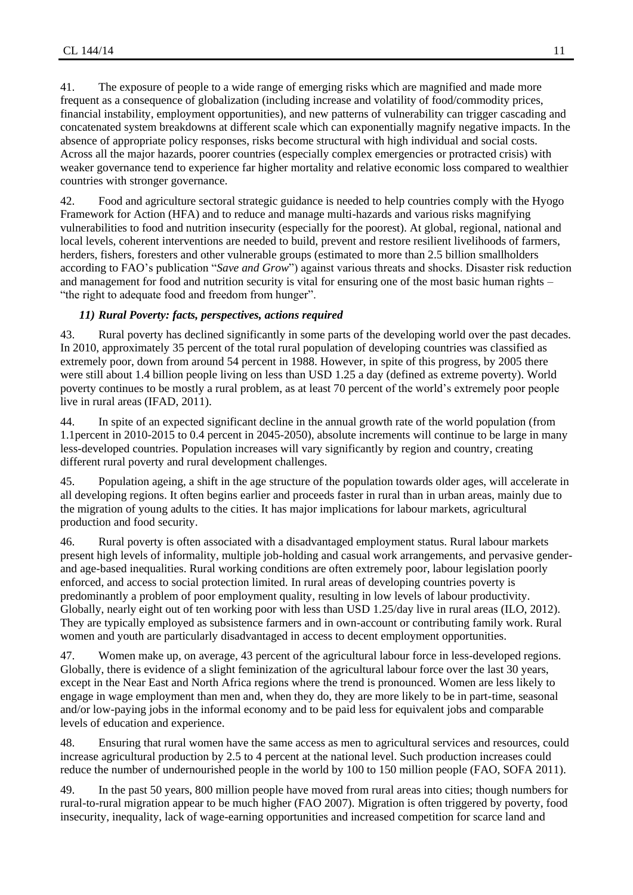41. The exposure of people to a wide range of emerging risks which are magnified and made more frequent as a consequence of globalization (including increase and volatility of food/commodity prices, financial instability, employment opportunities), and new patterns of vulnerability can trigger cascading and concatenated system breakdowns at different scale which can exponentially magnify negative impacts. In the absence of appropriate policy responses, risks become structural with high individual and social costs. Across all the major hazards, poorer countries (especially complex emergencies or protracted crisis) with weaker governance tend to experience far higher mortality and relative economic loss compared to wealthier countries with stronger governance.

42. Food and agriculture sectoral strategic guidance is needed to help countries comply with the Hyogo Framework for Action (HFA) and to reduce and manage multi-hazards and various risks magnifying vulnerabilities to food and nutrition insecurity (especially for the poorest). At global, regional, national and local levels, coherent interventions are needed to build, prevent and restore resilient livelihoods of farmers, herders, fishers, foresters and other vulnerable groups (estimated to more than 2.5 billion smallholders according to FAO's publication "*Save and Grow*") against various threats and shocks. Disaster risk reduction and management for food and nutrition security is vital for ensuring one of the most basic human rights – "the right to adequate food and freedom from hunger".

### *11) Rural Poverty: facts, perspectives, actions required*

43. Rural poverty has declined significantly in some parts of the developing world over the past decades. In 2010, approximately 35 percent of the total rural population of developing countries was classified as extremely poor, down from around 54 percent in 1988. However, in spite of this progress, by 2005 there were still about 1.4 billion people living on less than USD 1.25 a day (defined as extreme poverty). World poverty continues to be mostly a rural problem, as at least 70 percent of the world's extremely poor people live in rural areas (IFAD, 2011).

44. In spite of an expected significant decline in the annual growth rate of the world population (from 1.1percent in 2010-2015 to 0.4 percent in 2045-2050), absolute increments will continue to be large in many less-developed countries. Population increases will vary significantly by region and country, creating different rural poverty and rural development challenges.

45. Population ageing, a shift in the age structure of the population towards older ages, will accelerate in all developing regions. It often begins earlier and proceeds faster in rural than in urban areas, mainly due to the migration of young adults to the cities. It has major implications for labour markets, agricultural production and food security.

46. Rural poverty is often associated with a disadvantaged employment status. Rural labour markets present high levels of informality, multiple job-holding and casual work arrangements, and pervasive gender- and age-based inequalities. Rural working conditions are often extremely poor, labour legislation poorly enforced, and access to social protection limited. In rural areas of developing countries poverty is predominantly a problem of poor employment quality, resulting in low levels of labour productivity. Globally, nearly eight out of ten working poor with less than USD 1.25/day live in rural areas (ILO, 2012). They are typically employed as subsistence farmers and in own-account or contributing family work. Rural women and youth are particularly disadvantaged in access to decent employment opportunities.

47. Women make up, on average, 43 percent of the agricultural labour force in less-developed regions. Globally, there is evidence of a slight feminization of the agricultural labour force over the last 30 years, except in the Near East and North Africa regions where the trend is pronounced. Women are less likely to engage in wage employment than men and, when they do, they are more likely to be in part-time, seasonal and/or low-paying jobs in the informal economy and to be paid less for equivalent jobs and comparable levels of education and experience.

48. Ensuring that rural women have the same access as men to agricultural services and resources, could increase agricultural production by 2.5 to 4 percent at the national level. Such production increases could reduce the number of undernourished people in the world by 100 to 150 million people (FAO, SOFA 2011).

49. In the past 50 years, 800 million people have moved from rural areas into cities; though numbers for rural-to-rural migration appear to be much higher (FAO 2007). Migration is often triggered by poverty, food insecurity, inequality, lack of wage-earning opportunities and increased competition for scarce land and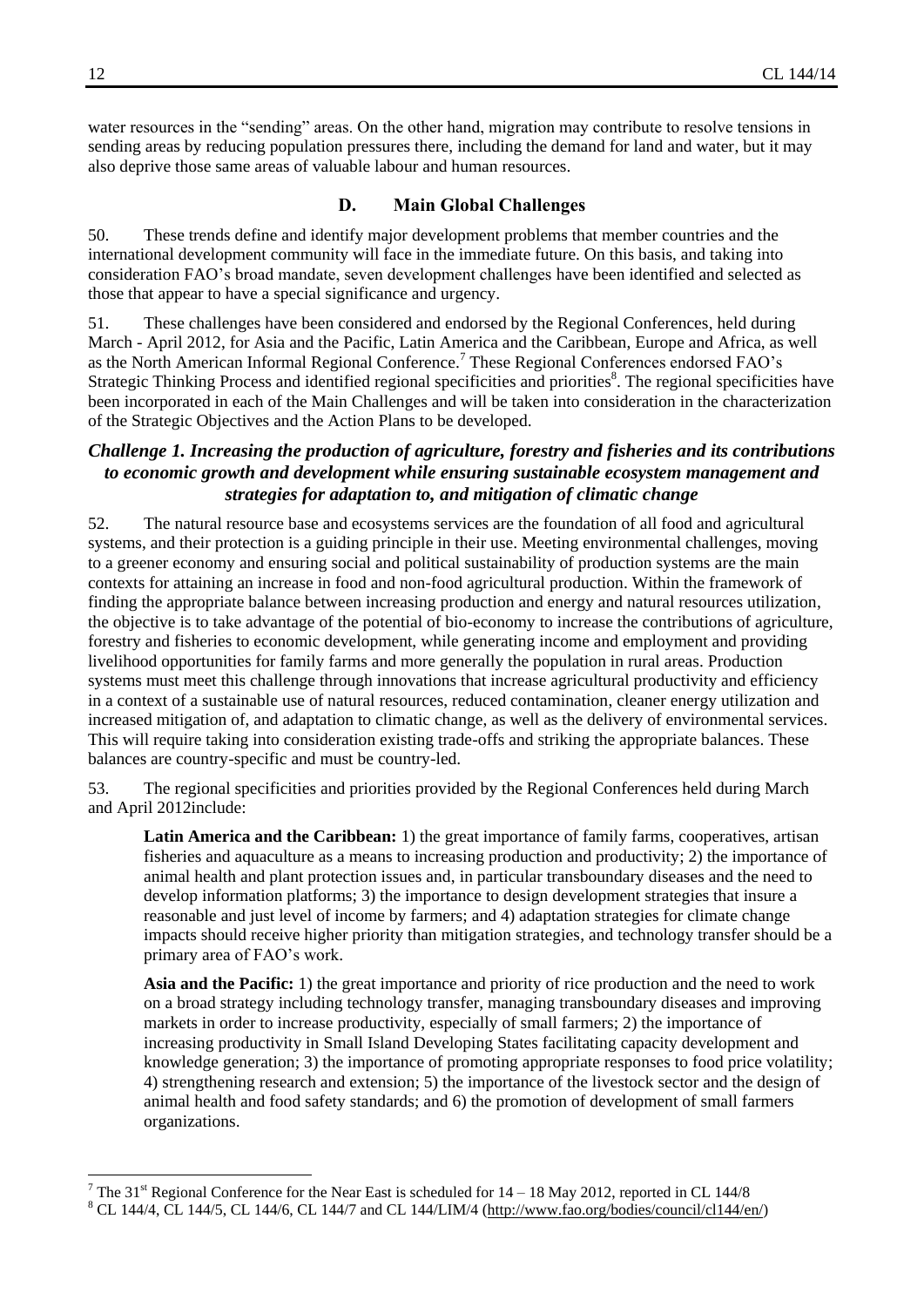water resources in the "sending" areas. On the other hand, migration may contribute to resolve tensions in sending areas by reducing population pressures there, including the demand for land and water, but it may also deprive those same areas of valuable labour and human resources.

## D. Main Global Challenges

50. These trends define and identify major development problems that member countries and the international development community will face in the immediate future. On this basis, and taking into consideration FAO's broad mandate, seven development challenges have been identified and selected as those that appear to have a special significance and urgency.

51. These challenges have been considered and endorsed by the Regional Conferences, held during March - April 2012, for Asia and the Pacific, Latin America and the Caribbean, Europe and Africa, as well as the North American Informal Regional Conference.[7] These Regional Conferences endorsed FAO's Strategic Thinking Process and identified regional specificities and priorities[8]. The regional specificities have been incorporated in each of the Main Challenges and will be taken into consideration in the characterization of the Strategic Objectives and the Action Plans to be developed.

### *Challenge 1. Increasing the production of agriculture, forestry and fisheries and its contributions to economic growth and development while ensuring sustainable ecosystem management and strategies for adaptation to, and mitigation of climatic change*

52. The natural resource base and ecosystems services are the foundation of all food and agricultural systems, and their protection is a guiding principle in their use. Meeting environmental challenges, moving to a greener economy and ensuring social and political sustainability of production systems are the main contexts for attaining an increase in food and non-food agricultural production. Within the framework of finding the appropriate balance between increasing production and energy and natural resources utilization, the objective is to take advantage of the potential of bio-economy to increase the contributions of agriculture, forestry and fisheries to economic development, while generating income and employment and providing livelihood opportunities for family farms and more generally the population in rural areas. Production systems must meet this challenge through innovations that increase agricultural productivity and efficiency in a context of a sustainable use of natural resources, reduced contamination, cleaner energy utilization and increased mitigation of, and adaptation to climatic change, as well as the delivery of environmental services. This will require taking into consideration existing trade-offs and striking the appropriate balances. These balances are country-specific and must be country-led.

53. The regional specificities and priorities provided by the Regional Conferences held during March and April 2012include:

**Latin America and the Caribbean:** 1) the great importance of family farms, cooperatives, artisan fisheries and aquaculture as a means to increasing production and productivity; 2) the importance of animal health and plant protection issues and, in particular transboundary diseases and the need to develop information platforms; 3) the importance to design development strategies that insure a reasonable and just level of income by farmers; and 4) adaptation strategies for climate change impacts should receive higher priority than mitigation strategies, and technology transfer should be a primary area of FAO's work.

**Asia and the Pacific:** 1) the great importance and priority of rice production and the need to work on a broad strategy including technology transfer, managing transboundary diseases and improving markets in order to increase productivity, especially of small farmers; 2) the importance of increasing productivity in Small Island Developing States facilitating capacity development and knowledge generation; 3) the importance of promoting appropriate responses to food price volatility; 4) strengthening research and extension; 5) the importance of the livestock sector and the design of animal health and food safety standards; and 6) the promotion of development of small farmers organizations.

---

[7] The 31st Regional Conference for the Near East is scheduled for 14 – 18 May 2012, reported in CL 144/8

[8] CL 144/4, CL 144/5, CL 144/6, CL 144/7 and CL 144/LIM/4 (http://www.fao.org/bodies/council/cl144/en/)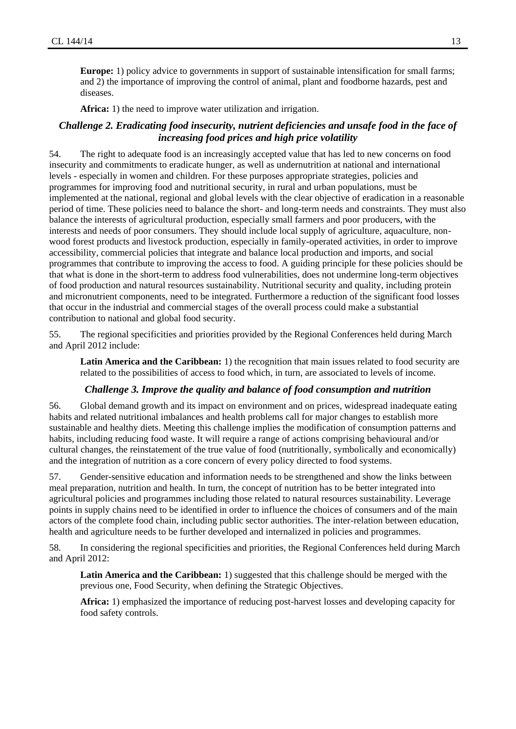**Europe:** 1) policy advice to governments in support of sustainable intensification for small farms; and 2) the importance of improving the control of animal, plant and foodborne hazards, pest and diseases.

**Africa:** 1) the need to improve water utilization and irrigation.

### *Challenge 2. Eradicating food insecurity, nutrient deficiencies and unsafe food in the face of increasing food prices and high price volatility*

54. The right to adequate food is an increasingly accepted value that has led to new concerns on food insecurity and commitments to eradicate hunger, as well as undernutrition at national and international levels - especially in women and children. For these purposes appropriate strategies, policies and programmes for improving food and nutritional security, in rural and urban populations, must be implemented at the national, regional and global levels with the clear objective of eradication in a reasonable period of time. These policies need to balance the short- and long-term needs and constraints. They must also balance the interests of agricultural production, especially small farmers and poor producers, with the interests and needs of poor consumers. They should include local supply of agriculture, aquaculture, non-wood forest products and livestock production, especially in family-operated activities, in order to improve accessibility, commercial policies that integrate and balance local production and imports, and social programmes that contribute to improving the access to food. A guiding principle for these policies should be that what is done in the short-term to address food vulnerabilities, does not undermine long-term objectives of food production and natural resources sustainability. Nutritional security and quality, including protein and micronutrient components, need to be integrated. Furthermore a reduction of the significant food losses that occur in the industrial and commercial stages of the overall process could make a substantial contribution to national and global food security.

55. The regional specificities and priorities provided by the Regional Conferences held during March and April 2012 include:

**Latin America and the Caribbean:** 1) the recognition that main issues related to food security are related to the possibilities of access to food which, in turn, are associated to levels of income.

### *Challenge 3. Improve the quality and balance of food consumption and nutrition*

56. Global demand growth and its impact on environment and on prices, widespread inadequate eating habits and related nutritional imbalances and health problems call for major changes to establish more sustainable and healthy diets. Meeting this challenge implies the modification of consumption patterns and habits, including reducing food waste. It will require a range of actions comprising behavioural and/or cultural changes, the reinstatement of the true value of food (nutritionally, symbolically and economically) and the integration of nutrition as a core concern of every policy directed to food systems.

57. Gender-sensitive education and information needs to be strengthened and show the links between meal preparation, nutrition and health. In turn, the concept of nutrition has to be better integrated into agricultural policies and programmes including those related to natural resources sustainability. Leverage points in supply chains need to be identified in order to influence the choices of consumers and of the main actors of the complete food chain, including public sector authorities. The inter-relation between education, health and agriculture needs to be further developed and internalized in policies and programmes.

58. In considering the regional specificities and priorities, the Regional Conferences held during March and April 2012:

**Latin America and the Caribbean:** 1) suggested that this challenge should be merged with the previous one, Food Security, when defining the Strategic Objectives.

**Africa:** 1) emphasized the importance of reducing post-harvest losses and developing capacity for food safety controls.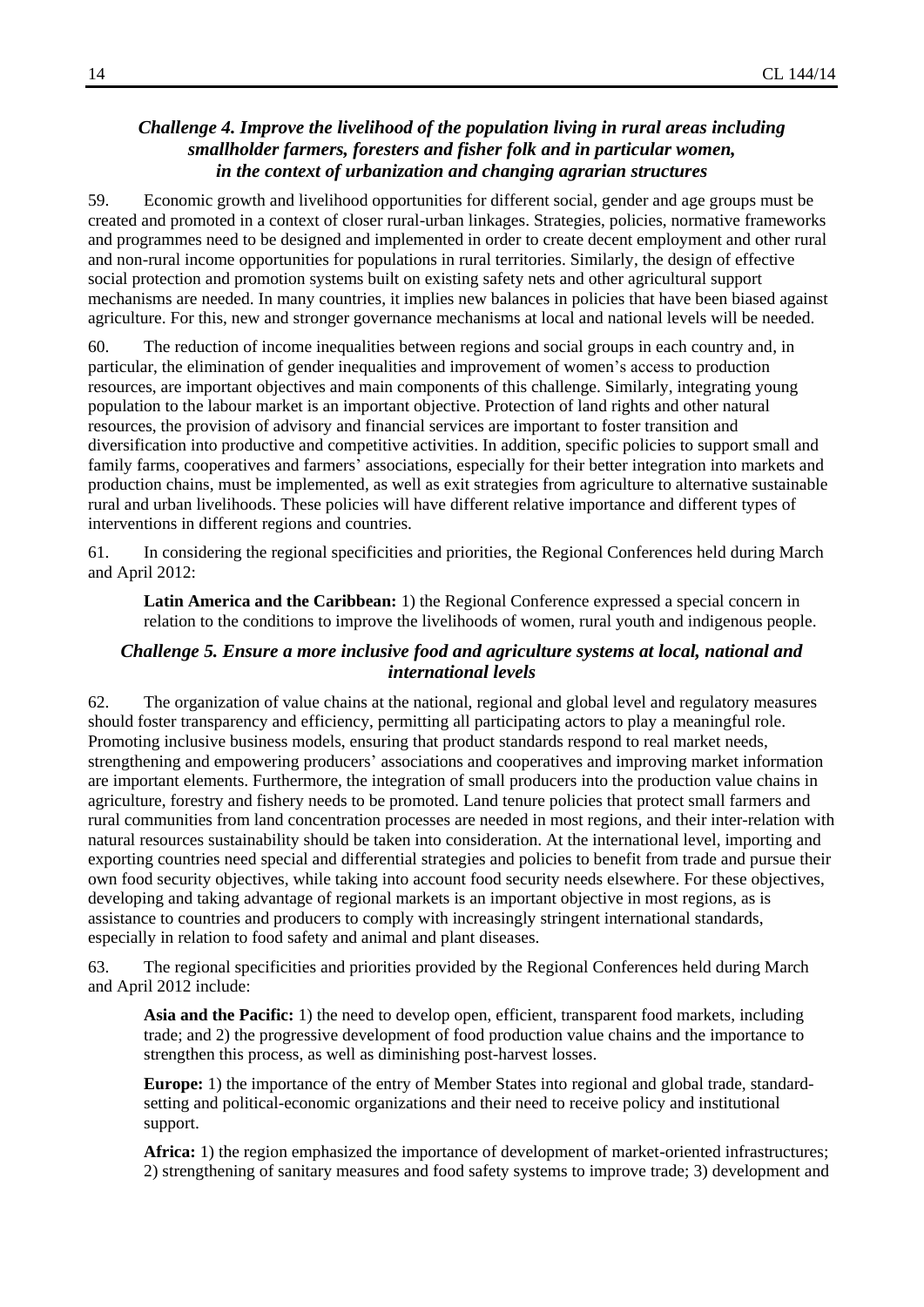### *Challenge 4. Improve the livelihood of the population living in rural areas including smallholder farmers, foresters and fisher folk and in particular women, in the context of urbanization and changing agrarian structures*

59. Economic growth and livelihood opportunities for different social, gender and age groups must be created and promoted in a context of closer rural-urban linkages. Strategies, policies, normative frameworks and programmes need to be designed and implemented in order to create decent employment and other rural and non-rural income opportunities for populations in rural territories. Similarly, the design of effective social protection and promotion systems built on existing safety nets and other agricultural support mechanisms are needed. In many countries, it implies new balances in policies that have been biased against agriculture. For this, new and stronger governance mechanisms at local and national levels will be needed.

60. The reduction of income inequalities between regions and social groups in each country and, in particular, the elimination of gender inequalities and improvement of women's access to production resources, are important objectives and main components of this challenge. Similarly, integrating young population to the labour market is an important objective. Protection of land rights and other natural resources, the provision of advisory and financial services are important to foster transition and diversification into productive and competitive activities. In addition, specific policies to support small and family farms, cooperatives and farmers' associations, especially for their better integration into markets and production chains, must be implemented, as well as exit strategies from agriculture to alternative sustainable rural and urban livelihoods. These policies will have different relative importance and different types of interventions in different regions and countries.

61. In considering the regional specificities and priorities, the Regional Conferences held during March and April 2012:

**Latin America and the Caribbean:** 1) the Regional Conference expressed a special concern in relation to the conditions to improve the livelihoods of women, rural youth and indigenous people.

### *Challenge 5. Ensure a more inclusive food and agriculture systems at local, national and international levels*

62. The organization of value chains at the national, regional and global level and regulatory measures should foster transparency and efficiency, permitting all participating actors to play a meaningful role. Promoting inclusive business models, ensuring that product standards respond to real market needs, strengthening and empowering producers' associations and cooperatives and improving market information are important elements. Furthermore, the integration of small producers into the production value chains in agriculture, forestry and fishery needs to be promoted. Land tenure policies that protect small farmers and rural communities from land concentration processes are needed in most regions, and their inter-relation with natural resources sustainability should be taken into consideration. At the international level, importing and exporting countries need special and differential strategies and policies to benefit from trade and pursue their own food security objectives, while taking into account food security needs elsewhere. For these objectives, developing and taking advantage of regional markets is an important objective in most regions, as is assistance to countries and producers to comply with increasingly stringent international standards, especially in relation to food safety and animal and plant diseases.

63. The regional specificities and priorities provided by the Regional Conferences held during March and April 2012 include:

**Asia and the Pacific:** 1) the need to develop open, efficient, transparent food markets, including trade; and 2) the progressive development of food production value chains and the importance to strengthen this process, as well as diminishing post-harvest losses.

**Europe:** 1) the importance of the entry of Member States into regional and global trade, standard-setting and political-economic organizations and their need to receive policy and institutional support.

**Africa:** 1) the region emphasized the importance of development of market-oriented infrastructures; 2) strengthening of sanitary measures and food safety systems to improve trade; 3) development and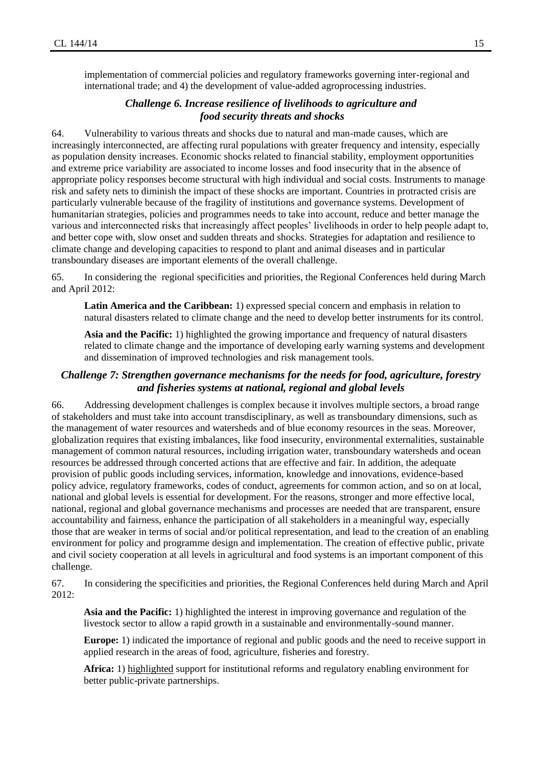implementation of commercial policies and regulatory frameworks governing inter-regional and international trade; and 4) the development of value-added agroprocessing industries.

### *Challenge 6. Increase resilience of livelihoods to agriculture and food security threats and shocks*

64. Vulnerability to various threats and shocks due to natural and man-made causes, which are increasingly interconnected, are affecting rural populations with greater frequency and intensity, especially as population density increases. Economic shocks related to financial stability, employment opportunities and extreme price variability are associated to income losses and food insecurity that in the absence of appropriate policy responses become structural with high individual and social costs. Instruments to manage risk and safety nets to diminish the impact of these shocks are important. Countries in protracted crisis are particularly vulnerable because of the fragility of institutions and governance systems. Development of humanitarian strategies, policies and programmes needs to take into account, reduce and better manage the various and interconnected risks that increasingly affect peoples' livelihoods in order to help people adapt to, and better cope with, slow onset and sudden threats and shocks. Strategies for adaptation and resilience to climate change and developing capacities to respond to plant and animal diseases and in particular transboundary diseases are important elements of the overall challenge.

65. In considering the regional specificities and priorities, the Regional Conferences held during March and April 2012:

**Latin America and the Caribbean:** 1) expressed special concern and emphasis in relation to natural disasters related to climate change and the need to develop better instruments for its control.

**Asia and the Pacific:** 1) highlighted the growing importance and frequency of natural disasters related to climate change and the importance of developing early warning systems and development and dissemination of improved technologies and risk management tools.

### *Challenge 7: Strengthen governance mechanisms for the needs for food, agriculture, forestry and fisheries systems at national, regional and global levels*

66. Addressing development challenges is complex because it involves multiple sectors, a broad range of stakeholders and must take into account transdisciplinary, as well as transboundary dimensions, such as the management of water resources and watersheds and of blue economy resources in the seas. Moreover, globalization requires that existing imbalances, like food insecurity, environmental externalities, sustainable management of common natural resources, including irrigation water, transboundary watersheds and ocean resources be addressed through concerted actions that are effective and fair. In addition, the adequate provision of public goods including services, information, knowledge and innovations, evidence-based policy advice, regulatory frameworks, codes of conduct, agreements for common action, and so on at local, national and global levels is essential for development. For the reasons, stronger and more effective local, national, regional and global governance mechanisms and processes are needed that are transparent, ensure accountability and fairness, enhance the participation of all stakeholders in a meaningful way, especially those that are weaker in terms of social and/or political representation, and lead to the creation of an enabling environment for policy and programme design and implementation. The creation of effective public, private and civil society cooperation at all levels in agricultural and food systems is an important component of this challenge.

67. In considering the specificities and priorities, the Regional Conferences held during March and April 2012:

**Asia and the Pacific:** 1) highlighted the interest in improving governance and regulation of the livestock sector to allow a rapid growth in a sustainable and environmentally-sound manner.

**Europe:** 1) indicated the importance of regional and public goods and the need to receive support in applied research in the areas of food, agriculture, fisheries and forestry.

**Africa:** 1) highlighted support for institutional reforms and regulatory enabling environment for better public-private partnerships.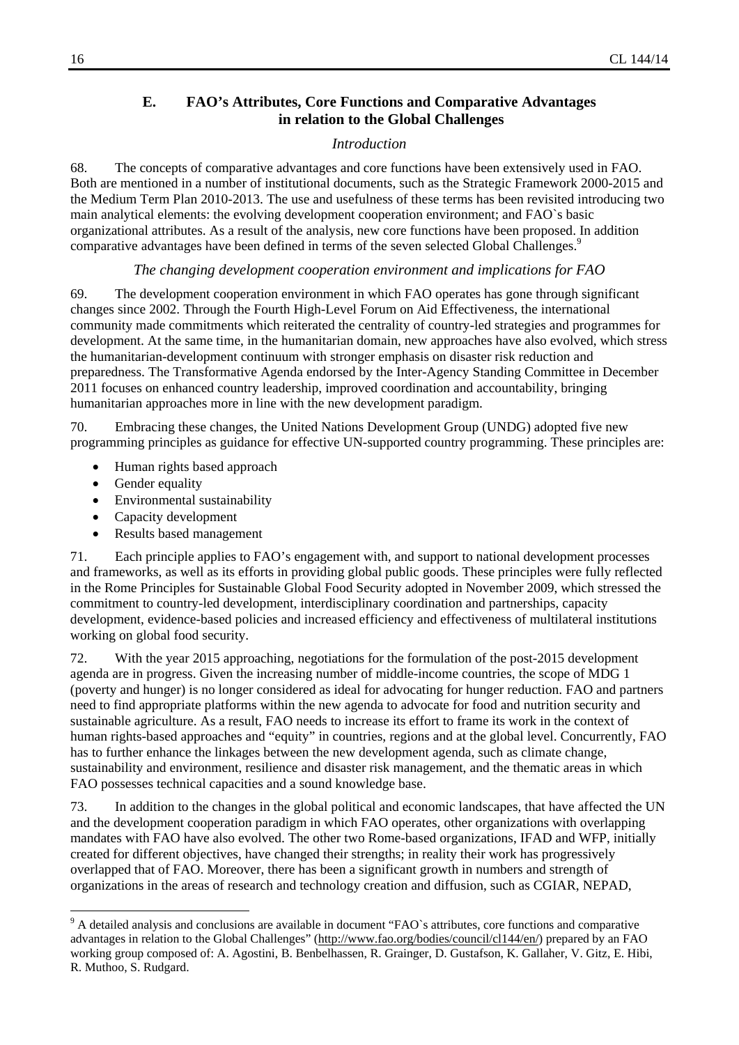## E. FAO's Attributes, Core Functions and Comparative Advantages in relation to the Global Challenges

### *Introduction*

68. The concepts of comparative advantages and core functions have been extensively used in FAO. Both are mentioned in a number of institutional documents, such as the Strategic Framework 2000-2015 and the Medium Term Plan 2010-2013. The use and usefulness of these terms has been revisited introducing two main analytical elements: the evolving development cooperation environment; and FAO`s basic organizational attributes. As a result of the analysis, new core functions have been proposed. In addition comparative advantages have been defined in terms of the seven selected Global Challenges.[9]

### *The changing development cooperation environment and implications for FAO*

69. The development cooperation environment in which FAO operates has gone through significant changes since 2002. Through the Fourth High-Level Forum on Aid Effectiveness, the international community made commitments which reiterated the centrality of country-led strategies and programmes for development. At the same time, in the humanitarian domain, new approaches have also evolved, which stress the humanitarian-development continuum with stronger emphasis on disaster risk reduction and preparedness. The Transformative Agenda endorsed by the Inter-Agency Standing Committee in December 2011 focuses on enhanced country leadership, improved coordination and accountability, bringing humanitarian approaches more in line with the new development paradigm.

70. Embracing these changes, the United Nations Development Group (UNDG) adopted five new programming principles as guidance for effective UN-supported country programming. These principles are:

- Human rights based approach
- Gender equality
- Environmental sustainability
- Capacity development
- Results based management

71. Each principle applies to FAO's engagement with, and support to national development processes and frameworks, as well as its efforts in providing global public goods. These principles were fully reflected in the Rome Principles for Sustainable Global Food Security adopted in November 2009, which stressed the commitment to country-led development, interdisciplinary coordination and partnerships, capacity development, evidence-based policies and increased efficiency and effectiveness of multilateral institutions working on global food security.

72. With the year 2015 approaching, negotiations for the formulation of the post-2015 development agenda are in progress. Given the increasing number of middle-income countries, the scope of MDG 1 (poverty and hunger) is no longer considered as ideal for advocating for hunger reduction. FAO and partners need to find appropriate platforms within the new agenda to advocate for food and nutrition security and sustainable agriculture. As a result, FAO needs to increase its effort to frame its work in the context of human rights-based approaches and "equity" in countries, regions and at the global level. Concurrently, FAO has to further enhance the linkages between the new development agenda, such as climate change, sustainability and environment, resilience and disaster risk management, and the thematic areas in which FAO possesses technical capacities and a sound knowledge base.

73. In addition to the changes in the global political and economic landscapes, that have affected the UN and the development cooperation paradigm in which FAO operates, other organizations with overlapping mandates with FAO have also evolved. The other two Rome-based organizations, IFAD and WFP, initially created for different objectives, have changed their strengths; in reality their work has progressively overlapped that of FAO. Moreover, there has been a significant growth in numbers and strength of organizations in the areas of research and technology creation and diffusion, such as CGIAR, NEPAD,

[9] A detailed analysis and conclusions are available in document "FAO`s attributes, core functions and comparative advantages in relation to the Global Challenges" (http://www.fao.org/bodies/council/cl144/en/) prepared by an FAO working group composed of: A. Agostini, B. Benbelhassen, R. Grainger, D. Gustafson, K. Gallaher, V. Gitz, E. Hibi, R. Muthoo, S. Rudgard.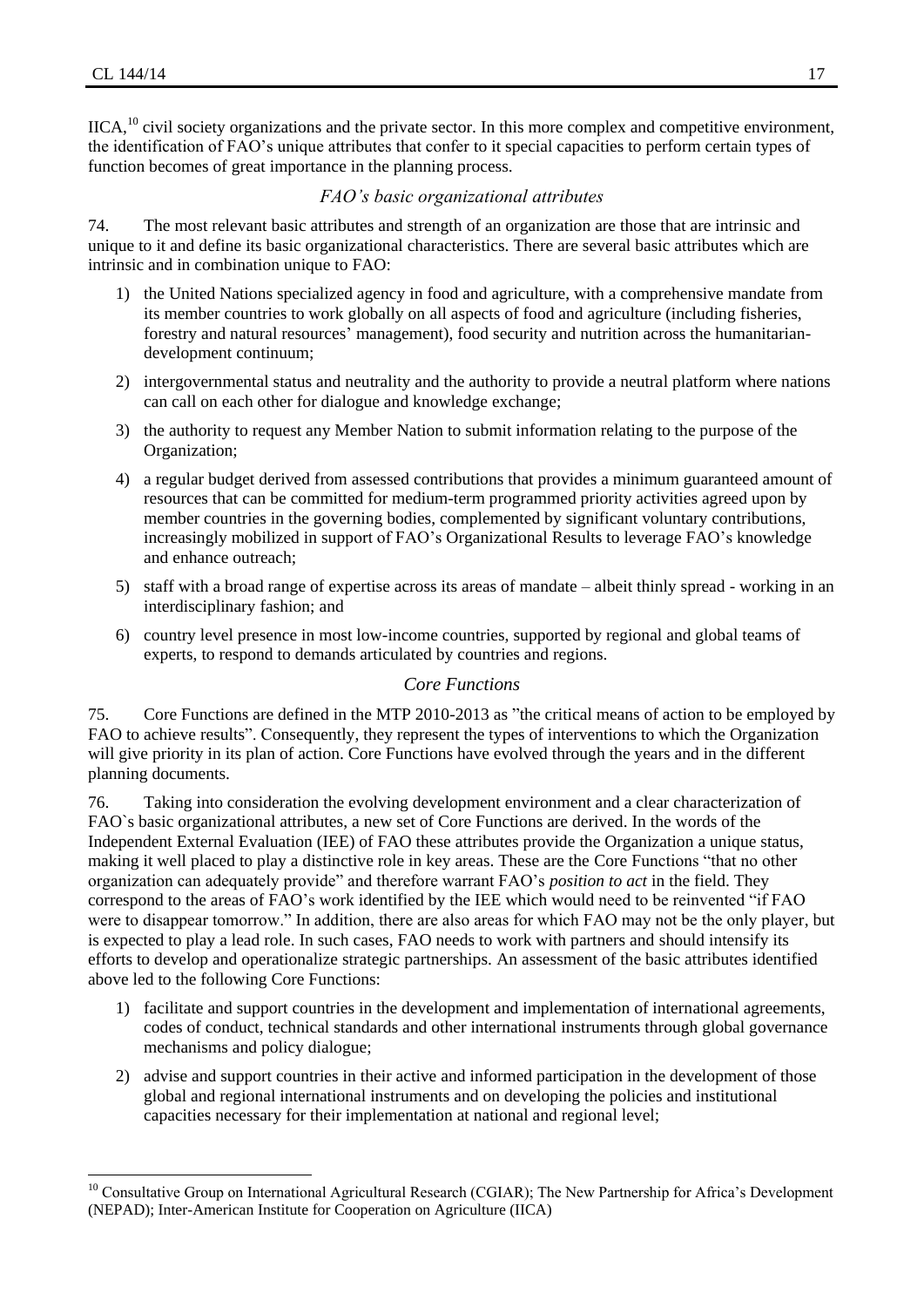IICA,[10] civil society organizations and the private sector. In this more complex and competitive environment, the identification of FAO's unique attributes that confer to it special capacities to perform certain types of function becomes of great importance in the planning process.

### *FAO's basic organizational attributes*

74. The most relevant basic attributes and strength of an organization are those that are intrinsic and unique to it and define its basic organizational characteristics. There are several basic attributes which are intrinsic and in combination unique to FAO:

1) the United Nations specialized agency in food and agriculture, with a comprehensive mandate from its member countries to work globally on all aspects of food and agriculture (including fisheries, forestry and natural resources' management), food security and nutrition across the humanitarian-development continuum;
2) intergovernmental status and neutrality and the authority to provide a neutral platform where nations can call on each other for dialogue and knowledge exchange;
3) the authority to request any Member Nation to submit information relating to the purpose of the Organization;
4) a regular budget derived from assessed contributions that provides a minimum guaranteed amount of resources that can be committed for medium-term programmed priority activities agreed upon by member countries in the governing bodies, complemented by significant voluntary contributions, increasingly mobilized in support of FAO's Organizational Results to leverage FAO's knowledge and enhance outreach;
5) staff with a broad range of expertise across its areas of mandate – albeit thinly spread - working in an interdisciplinary fashion; and
6) country level presence in most low-income countries, supported by regional and global teams of experts, to respond to demands articulated by countries and regions.

### *Core Functions*

75. Core Functions are defined in the MTP 2010-2013 as "the critical means of action to be employed by FAO to achieve results". Consequently, they represent the types of interventions to which the Organization will give priority in its plan of action. Core Functions have evolved through the years and in the different planning documents.

76. Taking into consideration the evolving development environment and a clear characterization of FAO`s basic organizational attributes, a new set of Core Functions are derived. In the words of the Independent External Evaluation (IEE) of FAO these attributes provide the Organization a unique status, making it well placed to play a distinctive role in key areas. These are the Core Functions "that no other organization can adequately provide" and therefore warrant FAO's *position to act* in the field. They correspond to the areas of FAO's work identified by the IEE which would need to be reinvented "if FAO were to disappear tomorrow." In addition, there are also areas for which FAO may not be the only player, but is expected to play a lead role. In such cases, FAO needs to work with partners and should intensify its efforts to develop and operationalize strategic partnerships. An assessment of the basic attributes identified above led to the following Core Functions:

1) facilitate and support countries in the development and implementation of international agreements, codes of conduct, technical standards and other international instruments through global governance mechanisms and policy dialogue;
2) advise and support countries in their active and informed participation in the development of those global and regional international instruments and on developing the policies and institutional capacities necessary for their implementation at national and regional level;

---

[10] Consultative Group on International Agricultural Research (CGIAR); The New Partnership for Africa's Development (NEPAD); Inter-American Institute for Cooperation on Agriculture (IICA)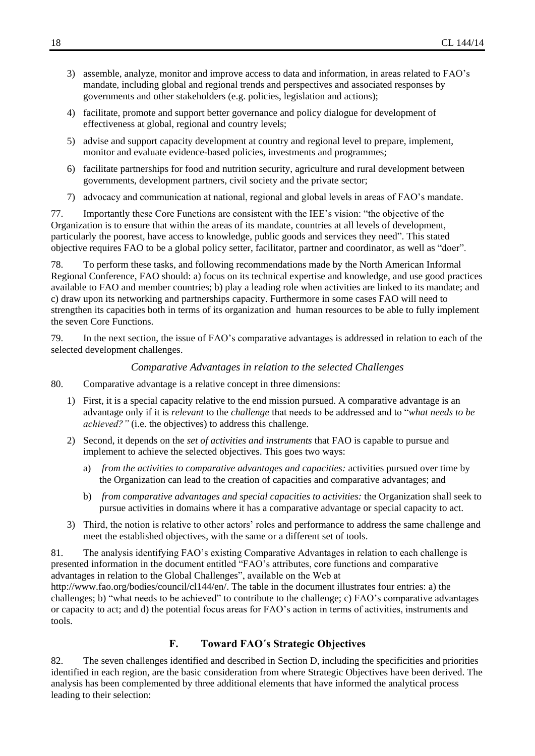3) assemble, analyze, monitor and improve access to data and information, in areas related to FAO's mandate, including global and regional trends and perspectives and associated responses by governments and other stakeholders (e.g. policies, legislation and actions);

4) facilitate, promote and support better governance and policy dialogue for development of effectiveness at global, regional and country levels;

5) advise and support capacity development at country and regional level to prepare, implement, monitor and evaluate evidence-based policies, investments and programmes;

6) facilitate partnerships for food and nutrition security, agriculture and rural development between governments, development partners, civil society and the private sector;

7) advocacy and communication at national, regional and global levels in areas of FAO's mandate.

77. Importantly these Core Functions are consistent with the IEE's vision: "the objective of the Organization is to ensure that within the areas of its mandate, countries at all levels of development, particularly the poorest, have access to knowledge, public goods and services they need". This stated objective requires FAO to be a global policy setter, facilitator, partner and coordinator, as well as "doer".

78. To perform these tasks, and following recommendations made by the North American Informal Regional Conference, FAO should: a) focus on its technical expertise and knowledge, and use good practices available to FAO and member countries; b) play a leading role when activities are linked to its mandate; and c) draw upon its networking and partnerships capacity. Furthermore in some cases FAO will need to strengthen its capacities both in terms of its organization and human resources to be able to fully implement the seven Core Functions.

79. In the next section, the issue of FAO's comparative advantages is addressed in relation to each of the selected development challenges.

### *Comparative Advantages in relation to the selected Challenges*

80. Comparative advantage is a relative concept in three dimensions:

1) First, it is a special capacity relative to the end mission pursued. A comparative advantage is an advantage only if it is *relevant* to the *challenge* that needs to be addressed and to "*what needs to be achieved?"* (i.e. the objectives) to address this challenge.

2) Second, it depends on the *set of activities and instruments* that FAO is capable to pursue and implement to achieve the selected objectives. This goes two ways:

   a) *from the activities to comparative advantages and capacities:* activities pursued over time by the Organization can lead to the creation of capacities and comparative advantages; and

   b) *from comparative advantages and special capacities to activities:* the Organization shall seek to pursue activities in domains where it has a comparative advantage or special capacity to act.

3) Third, the notion is relative to other actors' roles and performance to address the same challenge and meet the established objectives, with the same or a different set of tools.

81. The analysis identifying FAO's existing Comparative Advantages in relation to each challenge is presented information in the document entitled "FAO's attributes, core functions and comparative advantages in relation to the Global Challenges", available on the Web at http://www.fao.org/bodies/council/cl144/en/. The table in the document illustrates four entries: a) the challenges; b) "what needs to be achieved" to contribute to the challenge; c) FAO's comparative advantages or capacity to act; and d) the potential focus areas for FAO's action in terms of activities, instruments and tools.

## F. Toward FAO´s Strategic Objectives

82. The seven challenges identified and described in Section D, including the specificities and priorities identified in each region, are the basic consideration from where Strategic Objectives have been derived. The analysis has been complemented by three additional elements that have informed the analytical process leading to their selection: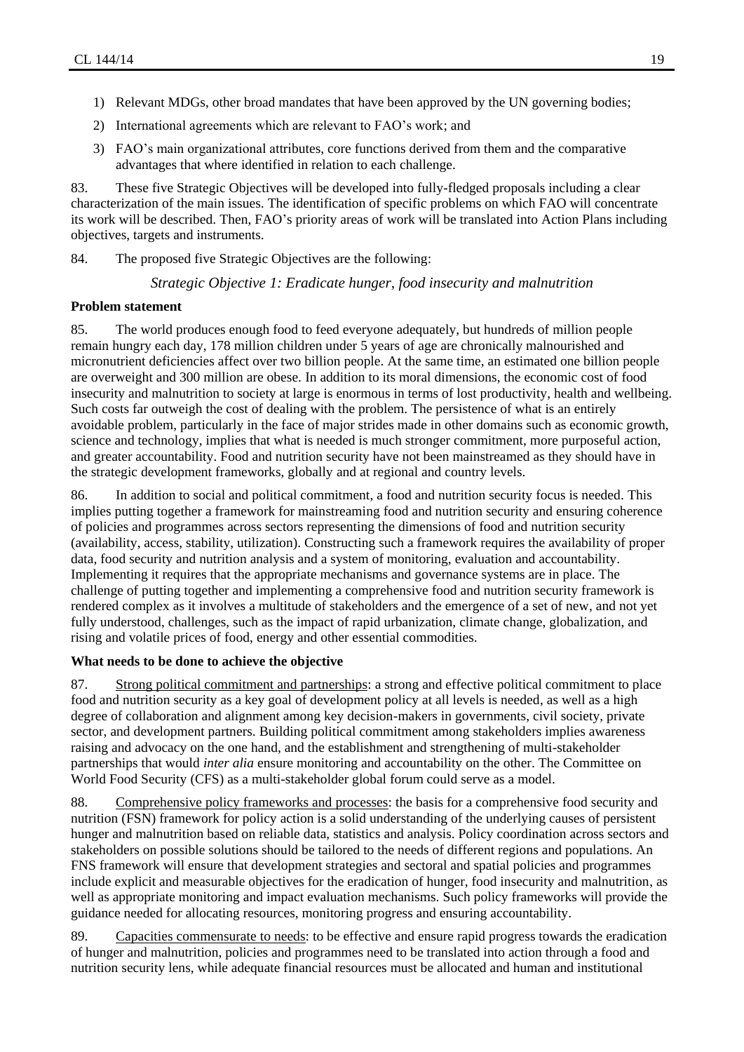1) Relevant MDGs, other broad mandates that have been approved by the UN governing bodies;
2) International agreements which are relevant to FAO's work; and
3) FAO's main organizational attributes, core functions derived from them and the comparative advantages that where identified in relation to each challenge.

83. These five Strategic Objectives will be developed into fully-fledged proposals including a clear characterization of the main issues. The identification of specific problems on which FAO will concentrate its work will be described. Then, FAO's priority areas of work will be translated into Action Plans including objectives, targets and instruments.

84. The proposed five Strategic Objectives are the following:

*Strategic Objective 1: Eradicate hunger, food insecurity and malnutrition*

**Problem statement**

85. The world produces enough food to feed everyone adequately, but hundreds of million people remain hungry each day, 178 million children under 5 years of age are chronically malnourished and micronutrient deficiencies affect over two billion people. At the same time, an estimated one billion people are overweight and 300 million are obese. In addition to its moral dimensions, the economic cost of food insecurity and malnutrition to society at large is enormous in terms of lost productivity, health and wellbeing. Such costs far outweigh the cost of dealing with the problem. The persistence of what is an entirely avoidable problem, particularly in the face of major strides made in other domains such as economic growth, science and technology, implies that what is needed is much stronger commitment, more purposeful action, and greater accountability. Food and nutrition security have not been mainstreamed as they should have in the strategic development frameworks, globally and at regional and country levels.

86. In addition to social and political commitment, a food and nutrition security focus is needed. This implies putting together a framework for mainstreaming food and nutrition security and ensuring coherence of policies and programmes across sectors representing the dimensions of food and nutrition security (availability, access, stability, utilization). Constructing such a framework requires the availability of proper data, food security and nutrition analysis and a system of monitoring, evaluation and accountability. Implementing it requires that the appropriate mechanisms and governance systems are in place. The challenge of putting together and implementing a comprehensive food and nutrition security framework is rendered complex as it involves a multitude of stakeholders and the emergence of a set of new, and not yet fully understood, challenges, such as the impact of rapid urbanization, climate change, globalization, and rising and volatile prices of food, energy and other essential commodities.

**What needs to be done to achieve the objective**

87. Strong political commitment and partnerships: a strong and effective political commitment to place food and nutrition security as a key goal of development policy at all levels is needed, as well as a high degree of collaboration and alignment among key decision-makers in governments, civil society, private sector, and development partners. Building political commitment among stakeholders implies awareness raising and advocacy on the one hand, and the establishment and strengthening of multi-stakeholder partnerships that would *inter alia* ensure monitoring and accountability on the other. The Committee on World Food Security (CFS) as a multi-stakeholder global forum could serve as a model.

88. Comprehensive policy frameworks and processes: the basis for a comprehensive food security and nutrition (FSN) framework for policy action is a solid understanding of the underlying causes of persistent hunger and malnutrition based on reliable data, statistics and analysis. Policy coordination across sectors and stakeholders on possible solutions should be tailored to the needs of different regions and populations. An FNS framework will ensure that development strategies and sectoral and spatial policies and programmes include explicit and measurable objectives for the eradication of hunger, food insecurity and malnutrition, as well as appropriate monitoring and impact evaluation mechanisms. Such policy frameworks will provide the guidance needed for allocating resources, monitoring progress and ensuring accountability.

89. Capacities commensurate to needs: to be effective and ensure rapid progress towards the eradication of hunger and malnutrition, policies and programmes need to be translated into action through a food and nutrition security lens, while adequate financial resources must be allocated and human and institutional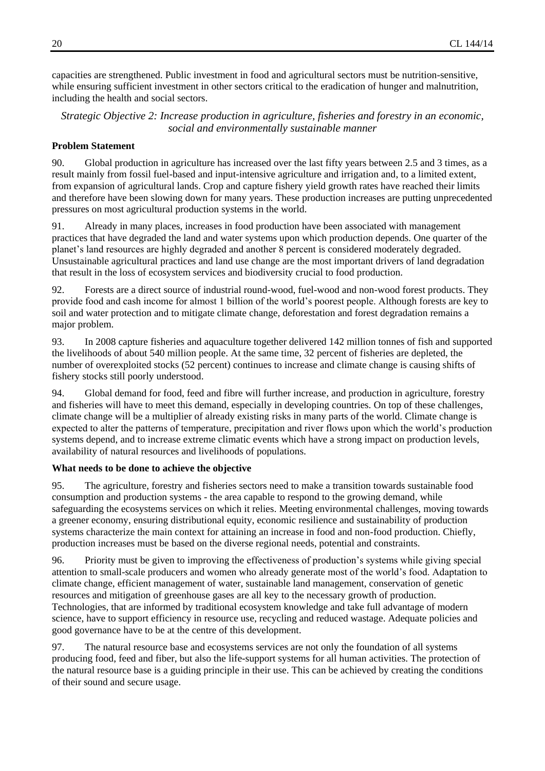capacities are strengthened. Public investment in food and agricultural sectors must be nutrition-sensitive, while ensuring sufficient investment in other sectors critical to the eradication of hunger and malnutrition, including the health and social sectors.

*Strategic Objective 2: Increase production in agriculture, fisheries and forestry in an economic, social and environmentally sustainable manner*

**Problem Statement**

90. Global production in agriculture has increased over the last fifty years between 2.5 and 3 times, as a result mainly from fossil fuel-based and input-intensive agriculture and irrigation and, to a limited extent, from expansion of agricultural lands. Crop and capture fishery yield growth rates have reached their limits and therefore have been slowing down for many years. These production increases are putting unprecedented pressures on most agricultural production systems in the world.

91. Already in many places, increases in food production have been associated with management practices that have degraded the land and water systems upon which production depends. One quarter of the planet's land resources are highly degraded and another 8 percent is considered moderately degraded. Unsustainable agricultural practices and land use change are the most important drivers of land degradation that result in the loss of ecosystem services and biodiversity crucial to food production.

92. Forests are a direct source of industrial round-wood, fuel-wood and non-wood forest products. They provide food and cash income for almost 1 billion of the world's poorest people. Although forests are key to soil and water protection and to mitigate climate change, deforestation and forest degradation remains a major problem.

93. In 2008 capture fisheries and aquaculture together delivered 142 million tonnes of fish and supported the livelihoods of about 540 million people. At the same time, 32 percent of fisheries are depleted, the number of overexploited stocks (52 percent) continues to increase and climate change is causing shifts of fishery stocks still poorly understood.

94. Global demand for food, feed and fibre will further increase, and production in agriculture, forestry and fisheries will have to meet this demand, especially in developing countries. On top of these challenges, climate change will be a multiplier of already existing risks in many parts of the world. Climate change is expected to alter the patterns of temperature, precipitation and river flows upon which the world's production systems depend, and to increase extreme climatic events which have a strong impact on production levels, availability of natural resources and livelihoods of populations.

**What needs to be done to achieve the objective**

95. The agriculture, forestry and fisheries sectors need to make a transition towards sustainable food consumption and production systems - the area capable to respond to the growing demand, while safeguarding the ecosystems services on which it relies. Meeting environmental challenges, moving towards a greener economy, ensuring distributional equity, economic resilience and sustainability of production systems characterize the main context for attaining an increase in food and non-food production. Chiefly, production increases must be based on the diverse regional needs, potential and constraints.

96. Priority must be given to improving the effectiveness of production's systems while giving special attention to small-scale producers and women who already generate most of the world's food. Adaptation to climate change, efficient management of water, sustainable land management, conservation of genetic resources and mitigation of greenhouse gases are all key to the necessary growth of production. Technologies, that are informed by traditional ecosystem knowledge and take full advantage of modern science, have to support efficiency in resource use, recycling and reduced wastage. Adequate policies and good governance have to be at the centre of this development.

97. The natural resource base and ecosystems services are not only the foundation of all systems producing food, feed and fiber, but also the life-support systems for all human activities. The protection of the natural resource base is a guiding principle in their use. This can be achieved by creating the conditions of their sound and secure usage.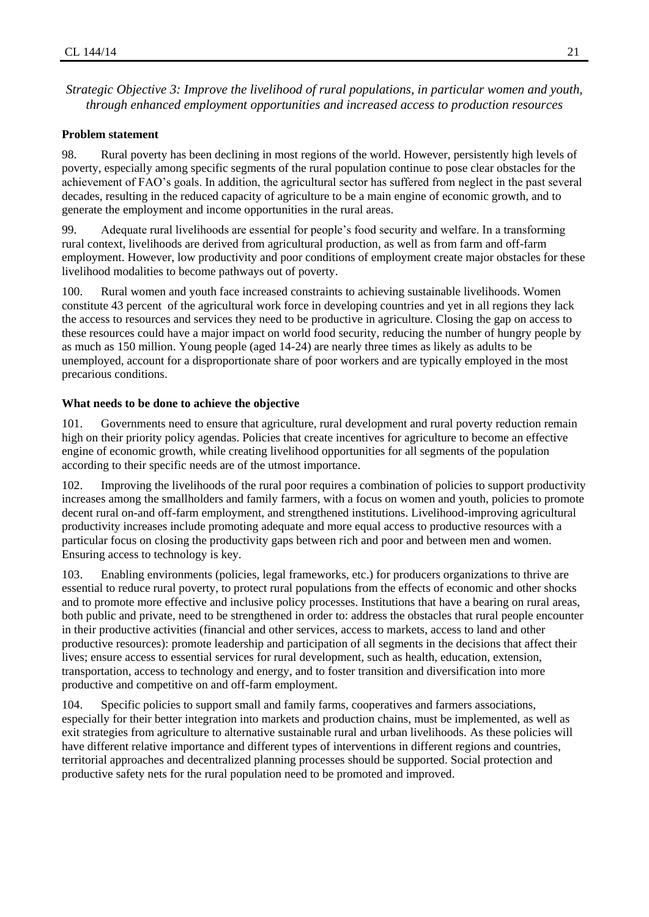*Strategic Objective 3: Improve the livelihood of rural populations, in particular women and youth, through enhanced employment opportunities and increased access to production resources*

**Problem statement**

98. Rural poverty has been declining in most regions of the world. However, persistently high levels of poverty, especially among specific segments of the rural population continue to pose clear obstacles for the achievement of FAO's goals. In addition, the agricultural sector has suffered from neglect in the past several decades, resulting in the reduced capacity of agriculture to be a main engine of economic growth, and to generate the employment and income opportunities in the rural areas.

99. Adequate rural livelihoods are essential for people's food security and welfare. In a transforming rural context, livelihoods are derived from agricultural production, as well as from farm and off-farm employment. However, low productivity and poor conditions of employment create major obstacles for these livelihood modalities to become pathways out of poverty.

100. Rural women and youth face increased constraints to achieving sustainable livelihoods. Women constitute 43 percent of the agricultural work force in developing countries and yet in all regions they lack the access to resources and services they need to be productive in agriculture. Closing the gap on access to these resources could have a major impact on world food security, reducing the number of hungry people by as much as 150 million. Young people (aged 14-24) are nearly three times as likely as adults to be unemployed, account for a disproportionate share of poor workers and are typically employed in the most precarious conditions.

**What needs to be done to achieve the objective**

101. Governments need to ensure that agriculture, rural development and rural poverty reduction remain high on their priority policy agendas. Policies that create incentives for agriculture to become an effective engine of economic growth, while creating livelihood opportunities for all segments of the population according to their specific needs are of the utmost importance.

102. Improving the livelihoods of the rural poor requires a combination of policies to support productivity increases among the smallholders and family farmers, with a focus on women and youth, policies to promote decent rural on-and off-farm employment, and strengthened institutions. Livelihood-improving agricultural productivity increases include promoting adequate and more equal access to productive resources with a particular focus on closing the productivity gaps between rich and poor and between men and women. Ensuring access to technology is key.

103. Enabling environments (policies, legal frameworks, etc.) for producers organizations to thrive are essential to reduce rural poverty, to protect rural populations from the effects of economic and other shocks and to promote more effective and inclusive policy processes. Institutions that have a bearing on rural areas, both public and private, need to be strengthened in order to: address the obstacles that rural people encounter in their productive activities (financial and other services, access to markets, access to land and other productive resources): promote leadership and participation of all segments in the decisions that affect their lives; ensure access to essential services for rural development, such as health, education, extension, transportation, access to technology and energy, and to foster transition and diversification into more productive and competitive on and off-farm employment.

104. Specific policies to support small and family farms, cooperatives and farmers associations, especially for their better integration into markets and production chains, must be implemented, as well as exit strategies from agriculture to alternative sustainable rural and urban livelihoods. As these policies will have different relative importance and different types of interventions in different regions and countries, territorial approaches and decentralized planning processes should be supported. Social protection and productive safety nets for the rural population need to be promoted and improved.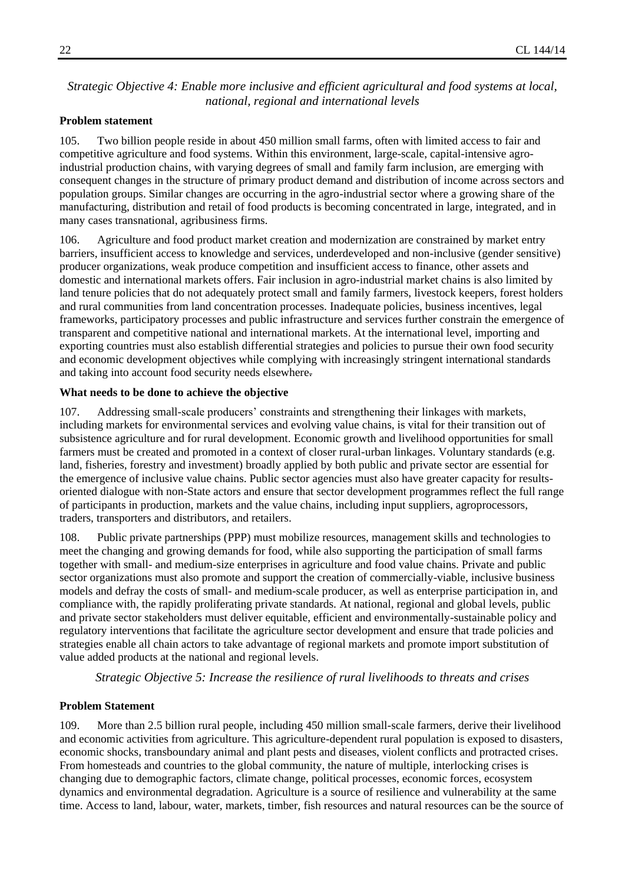*Strategic Objective 4: Enable more inclusive and efficient agricultural and food systems at local, national, regional and international levels*

**Problem statement**

105. Two billion people reside in about 450 million small farms, often with limited access to fair and competitive agriculture and food systems. Within this environment, large-scale, capital-intensive agro-industrial production chains, with varying degrees of small and family farm inclusion, are emerging with consequent changes in the structure of primary product demand and distribution of income across sectors and population groups. Similar changes are occurring in the agro-industrial sector where a growing share of the manufacturing, distribution and retail of food products is becoming concentrated in large, integrated, and in many cases transnational, agribusiness firms.

106. Agriculture and food product market creation and modernization are constrained by market entry barriers, insufficient access to knowledge and services, underdeveloped and non-inclusive (gender sensitive) producer organizations, weak produce competition and insufficient access to finance, other assets and domestic and international markets offers. Fair inclusion in agro-industrial market chains is also limited by land tenure policies that do not adequately protect small and family farmers, livestock keepers, forest holders and rural communities from land concentration processes. Inadequate policies, business incentives, legal frameworks, participatory processes and public infrastructure and services further constrain the emergence of transparent and competitive national and international markets. At the international level, importing and exporting countries must also establish differential strategies and policies to pursue their own food security and economic development objectives while complying with increasingly stringent international standards and taking into account food security needs elsewhere.

**What needs to be done to achieve the objective**

107. Addressing small-scale producers' constraints and strengthening their linkages with markets, including markets for environmental services and evolving value chains, is vital for their transition out of subsistence agriculture and for rural development. Economic growth and livelihood opportunities for small farmers must be created and promoted in a context of closer rural-urban linkages. Voluntary standards (e.g. land, fisheries, forestry and investment) broadly applied by both public and private sector are essential for the emergence of inclusive value chains. Public sector agencies must also have greater capacity for results-oriented dialogue with non-State actors and ensure that sector development programmes reflect the full range of participants in production, markets and the value chains, including input suppliers, agroprocessors, traders, transporters and distributors, and retailers.

108. Public private partnerships (PPP) must mobilize resources, management skills and technologies to meet the changing and growing demands for food, while also supporting the participation of small farms together with small- and medium-size enterprises in agriculture and food value chains. Private and public sector organizations must also promote and support the creation of commercially-viable, inclusive business models and defray the costs of small- and medium-scale producer, as well as enterprise participation in, and compliance with, the rapidly proliferating private standards. At national, regional and global levels, public and private sector stakeholders must deliver equitable, efficient and environmentally-sustainable policy and regulatory interventions that facilitate the agriculture sector development and ensure that trade policies and strategies enable all chain actors to take advantage of regional markets and promote import substitution of value added products at the national and regional levels.

*Strategic Objective 5: Increase the resilience of rural livelihoods to threats and crises*

**Problem Statement**

109. More than 2.5 billion rural people, including 450 million small-scale farmers, derive their livelihood and economic activities from agriculture. This agriculture-dependent rural population is exposed to disasters, economic shocks, transboundary animal and plant pests and diseases, violent conflicts and protracted crises. From homesteads and countries to the global community, the nature of multiple, interlocking crises is changing due to demographic factors, climate change, political processes, economic forces, ecosystem dynamics and environmental degradation. Agriculture is a source of resilience and vulnerability at the same time. Access to land, labour, water, markets, timber, fish resources and natural resources can be the source of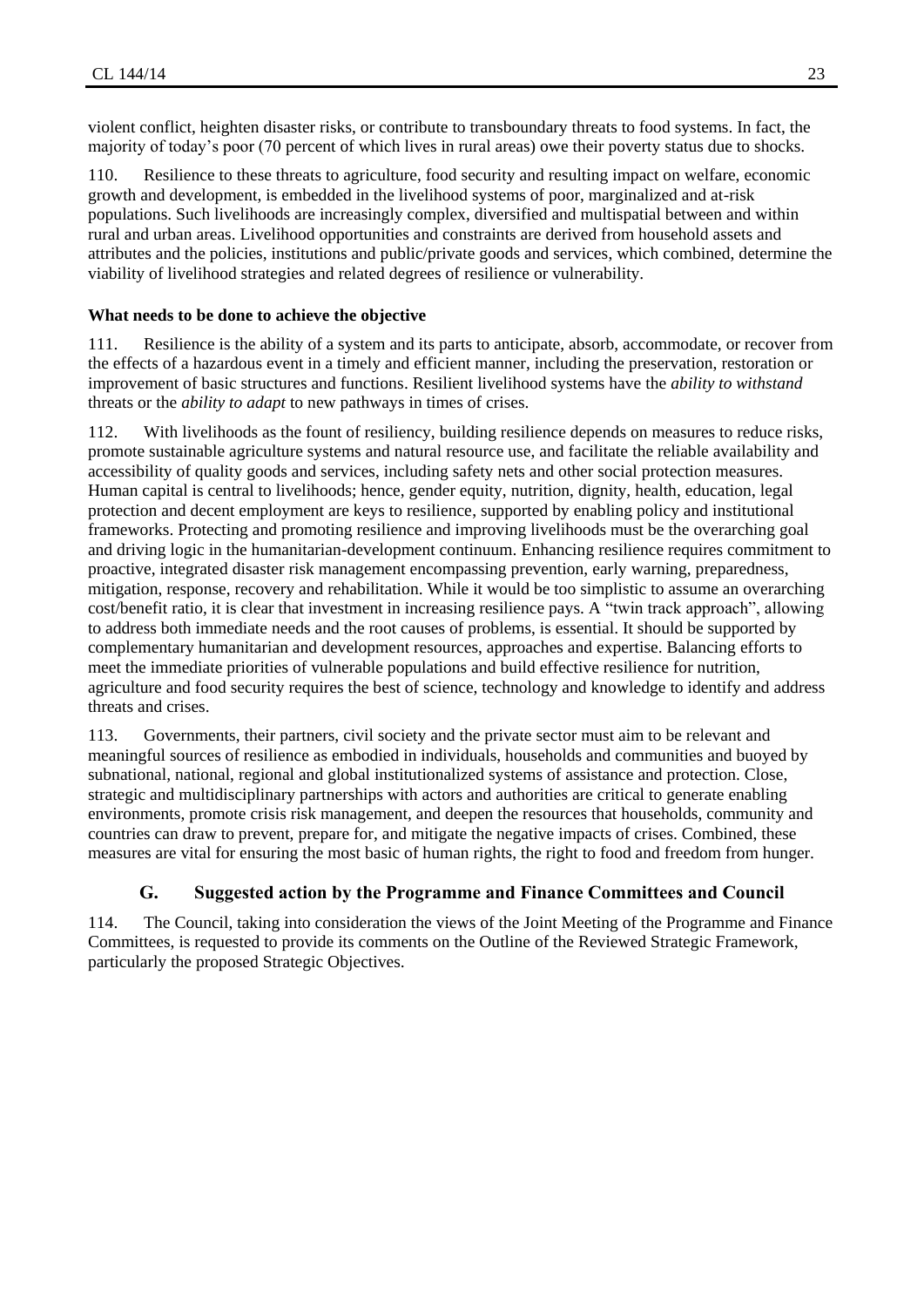violent conflict, heighten disaster risks, or contribute to transboundary threats to food systems. In fact, the majority of today's poor (70 percent of which lives in rural areas) owe their poverty status due to shocks.

110. Resilience to these threats to agriculture, food security and resulting impact on welfare, economic growth and development, is embedded in the livelihood systems of poor, marginalized and at-risk populations. Such livelihoods are increasingly complex, diversified and multispatial between and within rural and urban areas. Livelihood opportunities and constraints are derived from household assets and attributes and the policies, institutions and public/private goods and services, which combined, determine the viability of livelihood strategies and related degrees of resilience or vulnerability.

**What needs to be done to achieve the objective**

111. Resilience is the ability of a system and its parts to anticipate, absorb, accommodate, or recover from the effects of a hazardous event in a timely and efficient manner, including the preservation, restoration or improvement of basic structures and functions. Resilient livelihood systems have the *ability to withstand* threats or the *ability to adapt* to new pathways in times of crises.

112. With livelihoods as the fount of resiliency, building resilience depends on measures to reduce risks, promote sustainable agriculture systems and natural resource use, and facilitate the reliable availability and accessibility of quality goods and services, including safety nets and other social protection measures. Human capital is central to livelihoods; hence, gender equity, nutrition, dignity, health, education, legal protection and decent employment are keys to resilience, supported by enabling policy and institutional frameworks. Protecting and promoting resilience and improving livelihoods must be the overarching goal and driving logic in the humanitarian-development continuum. Enhancing resilience requires commitment to proactive, integrated disaster risk management encompassing prevention, early warning, preparedness, mitigation, response, recovery and rehabilitation. While it would be too simplistic to assume an overarching cost/benefit ratio, it is clear that investment in increasing resilience pays. A "twin track approach", allowing to address both immediate needs and the root causes of problems, is essential. It should be supported by complementary humanitarian and development resources, approaches and expertise. Balancing efforts to meet the immediate priorities of vulnerable populations and build effective resilience for nutrition, agriculture and food security requires the best of science, technology and knowledge to identify and address threats and crises.

113. Governments, their partners, civil society and the private sector must aim to be relevant and meaningful sources of resilience as embodied in individuals, households and communities and buoyed by subnational, national, regional and global institutionalized systems of assistance and protection. Close, strategic and multidisciplinary partnerships with actors and authorities are critical to generate enabling environments, promote crisis risk management, and deepen the resources that households, community and countries can draw to prevent, prepare for, and mitigate the negative impacts of crises. Combined, these measures are vital for ensuring the most basic of human rights, the right to food and freedom from hunger.

## G. Suggested action by the Programme and Finance Committees and Council

114. The Council, taking into consideration the views of the Joint Meeting of the Programme and Finance Committees, is requested to provide its comments on the Outline of the Reviewed Strategic Framework, particularly the proposed Strategic Objectives.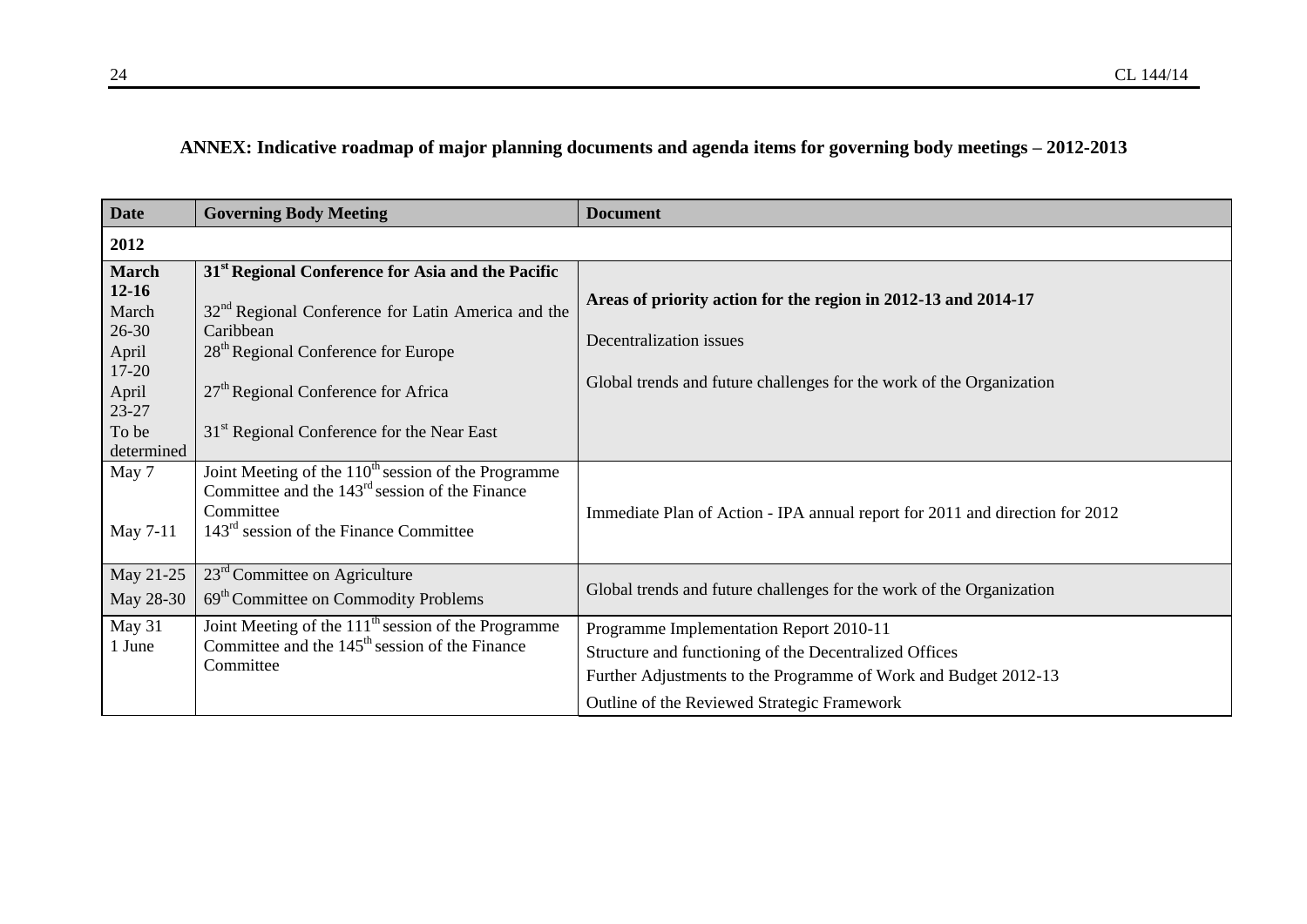**ANNEX: Indicative roadmap of major planning documents and agenda items for governing body meetings – 2012-2013**

| Date | Governing Body Meeting | Document |
|---|---|---|
| **2012** | | |
| **March 12-16** | **31st Regional Conference for Asia and the Pacific** | **Areas of priority action for the region in 2012-13 and 2014-17** |
| March 26-30 | 32nd Regional Conference for Latin America and the Caribbean | Decentralization issues |
| April 17-20 | 28th Regional Conference for Europe | Global trends and future challenges for the work of the Organization |
| April 23-27 | 27th Regional Conference for Africa | |
| To be determined | 31st Regional Conference for the Near East | |
| May 7 | Joint Meeting of the 110th session of the Programme Committee and the 143rd session of the Finance Committee | Immediate Plan of Action - IPA annual report for 2011 and direction for 2012 |
| May 7-11 | 143rd session of the Finance Committee | |
| May 21-25 | 23rd Committee on Agriculture | Global trends and future challenges for the work of the Organization |
| May 28-30 | 69th Committee on Commodity Problems | |
| May 31<br>1 June | Joint Meeting of the 111th session of the Programme Committee and the 145th session of the Finance Committee | Programme Implementation Report 2010-11<br>Structure and functioning of the Decentralized Offices<br>Further Adjustments to the Programme of Work and Budget 2012-13<br>Outline of the Reviewed Strategic Framework |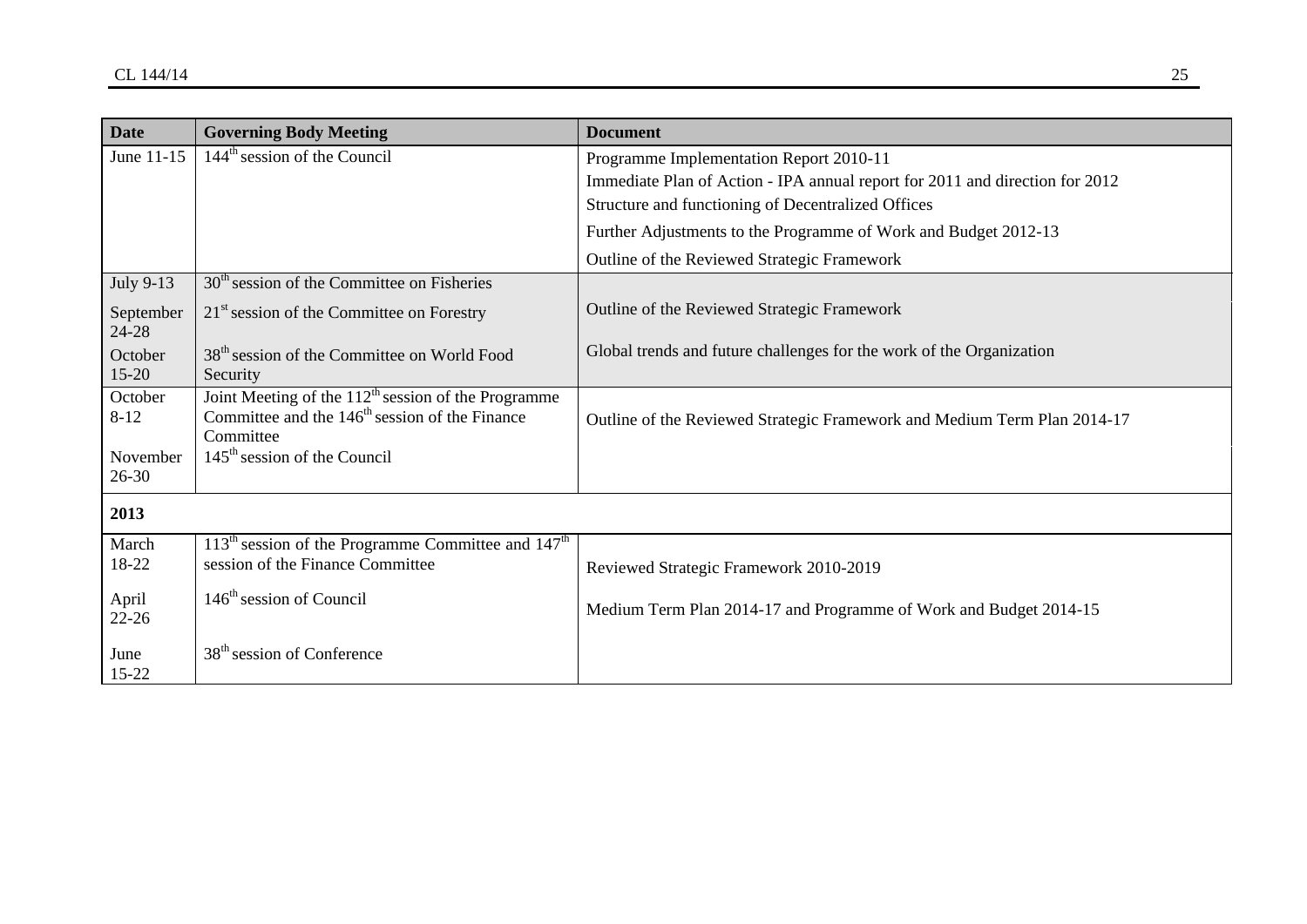| Date | Governing Body Meeting | Document |
|---|---|---|
| June 11-15 | 144th session of the Council | Programme Implementation Report 2010-11<br>Immediate Plan of Action - IPA annual report for 2011 and direction for 2012<br>Structure and functioning of Decentralized Offices<br>Further Adjustments to the Programme of Work and Budget 2012-13<br>Outline of the Reviewed Strategic Framework |
| July 9-13 | 30th session of the Committee on Fisheries | |
| September 24-28 | 21st session of the Committee on Forestry | Outline of the Reviewed Strategic Framework |
| October 15-20 | 38th session of the Committee on World Food Security | Global trends and future challenges for the work of the Organization |
| October 8-12 | Joint Meeting of the 112th session of the Programme Committee and the 146th session of the Finance Committee | Outline of the Reviewed Strategic Framework and Medium Term Plan 2014-17 |
| November 26-30 | 145th session of the Council | |
| **2013** | | |
| March 18-22 | 113th session of the Programme Committee and 147th session of the Finance Committee | Reviewed Strategic Framework 2010-2019 |
| April 22-26 | 146th session of Council | Medium Term Plan 2014-17 and Programme of Work and Budget 2014-15 |
| June 15-22 | 38th session of Conference | |